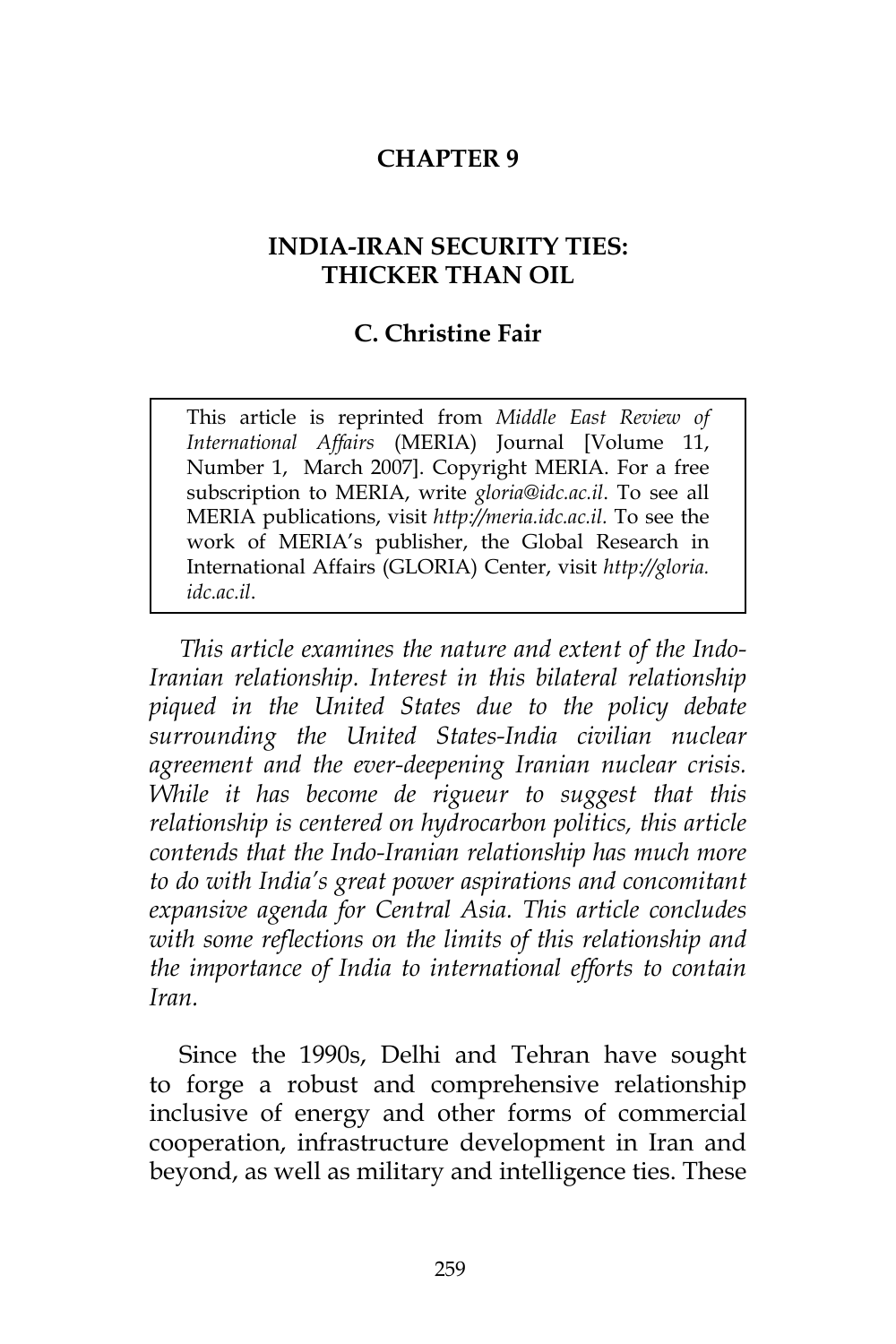# CHAPTER 9

## INDIA-IRAN SECURITY TIES: THICKER THAN OIL

### C. Christine Fair

> This article is reprinted from *Middle East Review of International Affairs* (MERIA) Journal [Volume 11, Number 1, March 2007]. Copyright MERIA. For a free subscription to MERIA, write *gloria@idc.ac.il*. To see all MERIA publications, visit *http://meria.idc.ac.il*. To see the work of MERIA's publisher, the Global Research in International Affairs (GLORIA) Center, visit *http://gloria.idc.ac.il*.

*This article examines the nature and extent of the Indo-Iranian relationship. Interest in this bilateral relationship piqued in the United States due to the policy debate surrounding the United States-India civilian nuclear agreement and the ever-deepening Iranian nuclear crisis. While it has become de rigueur to suggest that this relationship is centered on hydrocarbon politics, this article contends that the Indo-Iranian relationship has much more to do with India's great power aspirations and concomitant expansive agenda for Central Asia. This article concludes with some reflections on the limits of this relationship and the importance of India to international efforts to contain Iran.*

Since the 1990s, Delhi and Tehran have sought to forge a robust and comprehensive relationship inclusive of energy and other forms of commercial cooperation, infrastructure development in Iran and beyond, as well as military and intelligence ties. These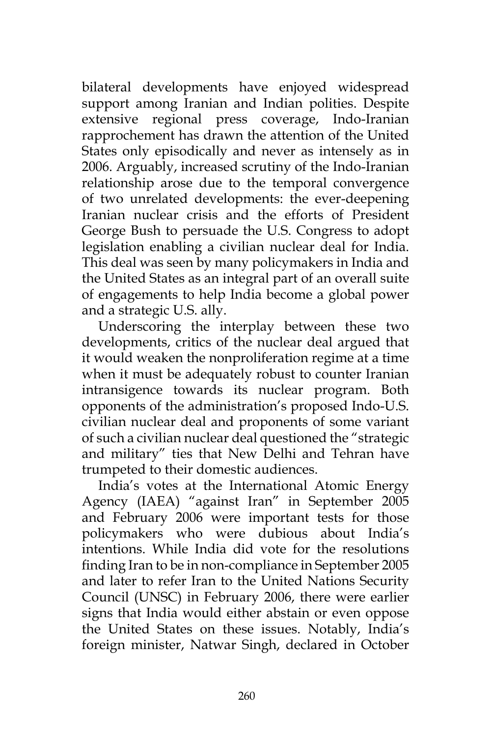bilateral developments have enjoyed widespread support among Iranian and Indian polities. Despite extensive regional press coverage, Indo-Iranian rapprochement has drawn the attention of the United States only episodically and never as intensely as in 2006. Arguably, increased scrutiny of the Indo-Iranian relationship arose due to the temporal convergence of two unrelated developments: the ever-deepening Iranian nuclear crisis and the efforts of President George Bush to persuade the U.S. Congress to adopt legislation enabling a civilian nuclear deal for India. This deal was seen by many policymakers in India and the United States as an integral part of an overall suite of engagements to help India become a global power and a strategic U.S. ally.

Underscoring the interplay between these two developments, critics of the nuclear deal argued that it would weaken the nonproliferation regime at a time when it must be adequately robust to counter Iranian intransigence towards its nuclear program. Both opponents of the administration's proposed Indo-U.S. civilian nuclear deal and proponents of some variant of such a civilian nuclear deal questioned the "strategic and military" ties that New Delhi and Tehran have trumpeted to their domestic audiences.

India's votes at the International Atomic Energy Agency (IAEA) "against Iran" in September 2005 and February 2006 were important tests for those policymakers who were dubious about India's intentions. While India did vote for the resolutions finding Iran to be in non-compliance in September 2005 and later to refer Iran to the United Nations Security Council (UNSC) in February 2006, there were earlier signs that India would either abstain or even oppose the United States on these issues. Notably, India's foreign minister, Natwar Singh, declared in October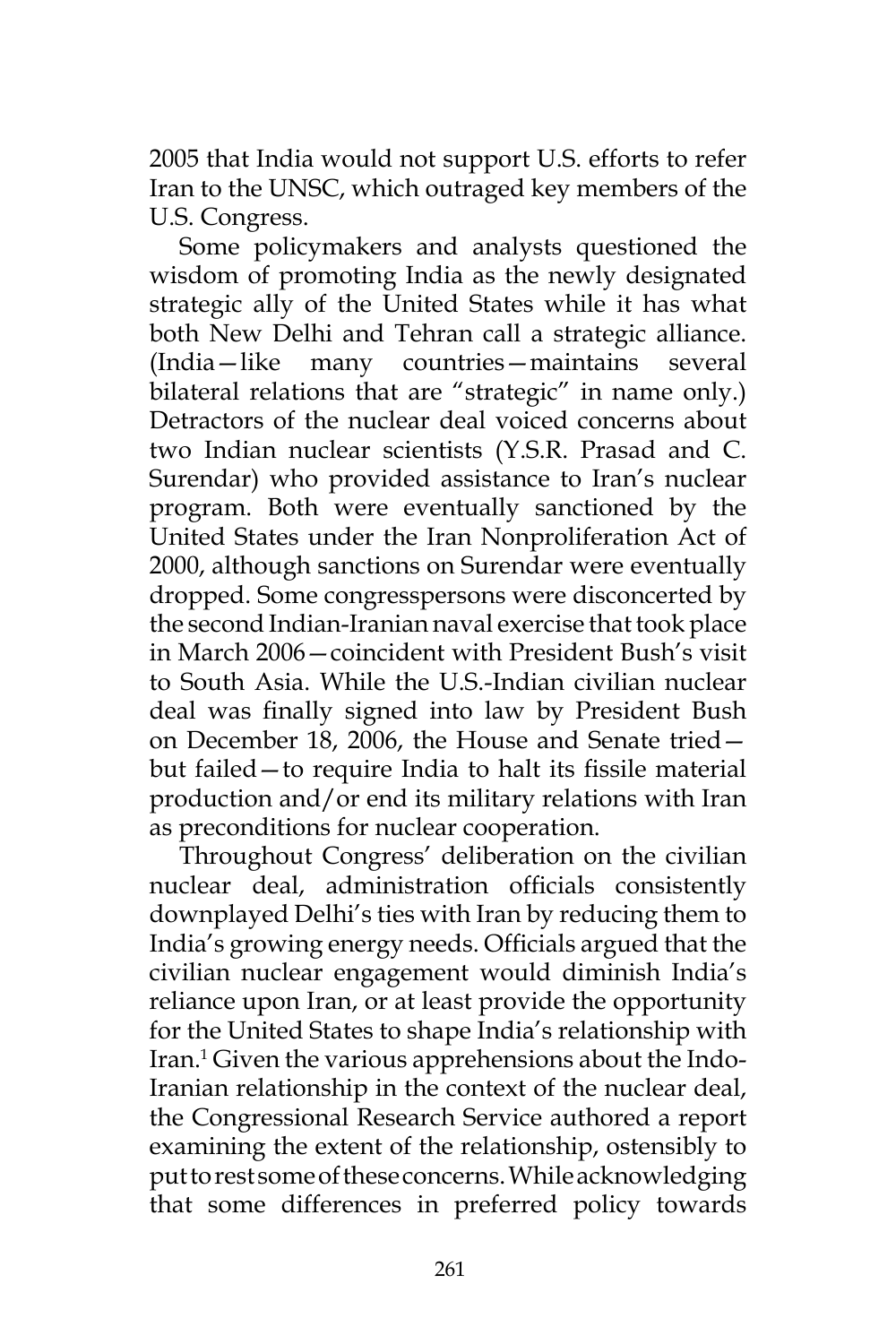2005 that India would not support U.S. efforts to refer Iran to the UNSC, which outraged key members of the U.S. Congress.

Some policymakers and analysts questioned the wisdom of promoting India as the newly designated strategic ally of the United States while it has what both New Delhi and Tehran call a strategic alliance. (India—like many countries—maintains several bilateral relations that are "strategic" in name only.) Detractors of the nuclear deal voiced concerns about two Indian nuclear scientists (Y.S.R. Prasad and C. Surendar) who provided assistance to Iran's nuclear program. Both were eventually sanctioned by the United States under the Iran Nonproliferation Act of 2000, although sanctions on Surendar were eventually dropped. Some congresspersons were disconcerted by the second Indian-Iranian naval exercise that took place in March 2006—coincident with President Bush's visit to South Asia. While the U.S.-Indian civilian nuclear deal was finally signed into law by President Bush on December 18, 2006, the House and Senate tried—but failed—to require India to halt its fissile material production and/or end its military relations with Iran as preconditions for nuclear cooperation.

Throughout Congress' deliberation on the civilian nuclear deal, administration officials consistently downplayed Delhi's ties with Iran by reducing them to India's growing energy needs. Officials argued that the civilian nuclear engagement would diminish India's reliance upon Iran, or at least provide the opportunity for the United States to shape India's relationship with Iran.[1] Given the various apprehensions about the Indo-Iranian relationship in the context of the nuclear deal, the Congressional Research Service authored a report examining the extent of the relationship, ostensibly to put to rest some of these concerns. While acknowledging that some differences in preferred policy towards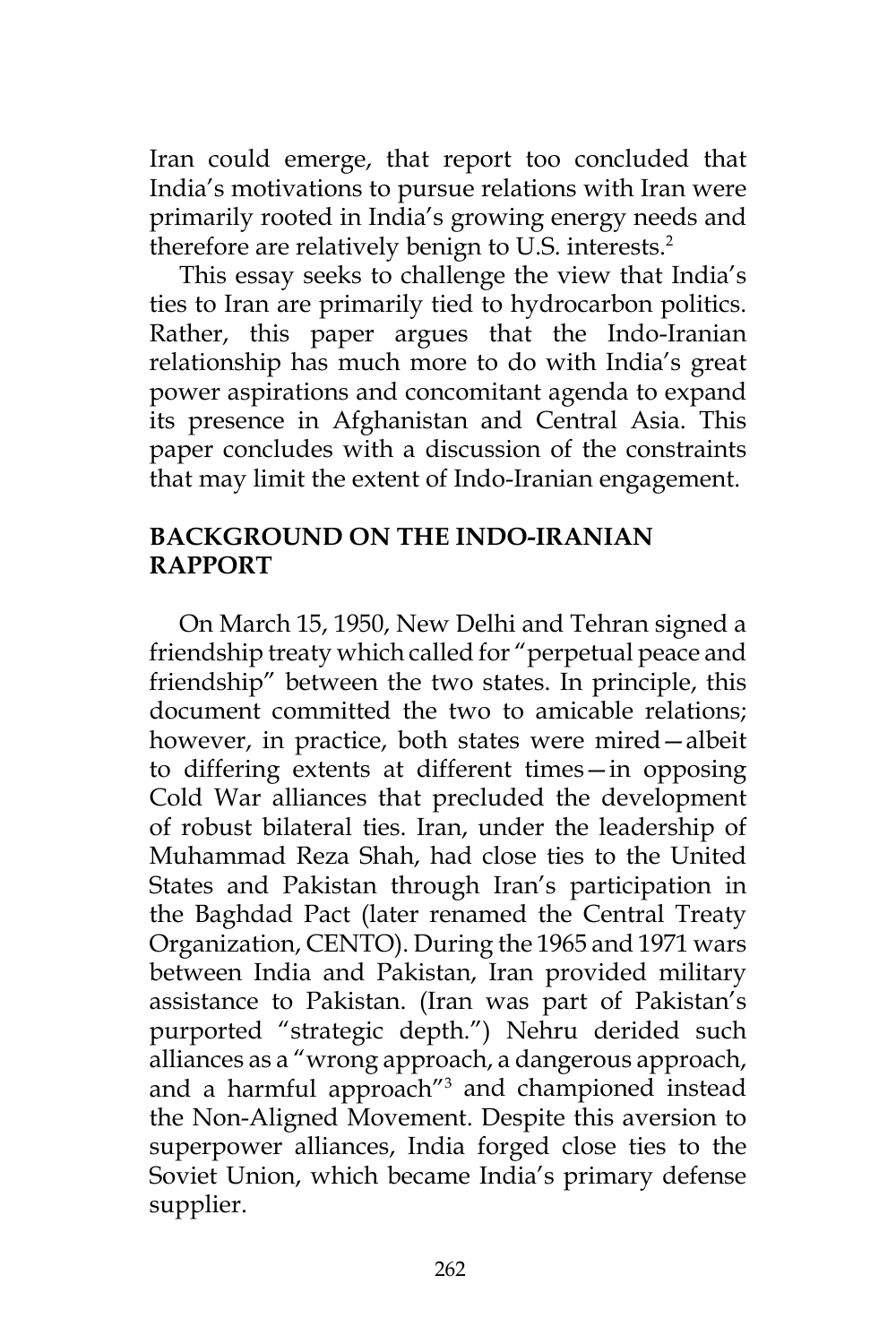Iran could emerge, that report too concluded that India's motivations to pursue relations with Iran were primarily rooted in India's growing energy needs and therefore are relatively benign to U.S. interests.[2]

This essay seeks to challenge the view that India's ties to Iran are primarily tied to hydrocarbon politics. Rather, this paper argues that the Indo-Iranian relationship has much more to do with India's great power aspirations and concomitant agenda to expand its presence in Afghanistan and Central Asia. This paper concludes with a discussion of the constraints that may limit the extent of Indo-Iranian engagement.

## BACKGROUND ON THE INDO-IRANIAN RAPPORT

On March 15, 1950, New Delhi and Tehran signed a friendship treaty which called for "perpetual peace and friendship" between the two states. In principle, this document committed the two to amicable relations; however, in practice, both states were mired—albeit to differing extents at different times—in opposing Cold War alliances that precluded the development of robust bilateral ties. Iran, under the leadership of Muhammad Reza Shah, had close ties to the United States and Pakistan through Iran's participation in the Baghdad Pact (later renamed the Central Treaty Organization, CENTO). During the 1965 and 1971 wars between India and Pakistan, Iran provided military assistance to Pakistan. (Iran was part of Pakistan's purported "strategic depth.") Nehru derided such alliances as a "wrong approach, a dangerous approach, and a harmful approach"[3] and championed instead the Non-Aligned Movement. Despite this aversion to superpower alliances, India forged close ties to the Soviet Union, which became India's primary defense supplier.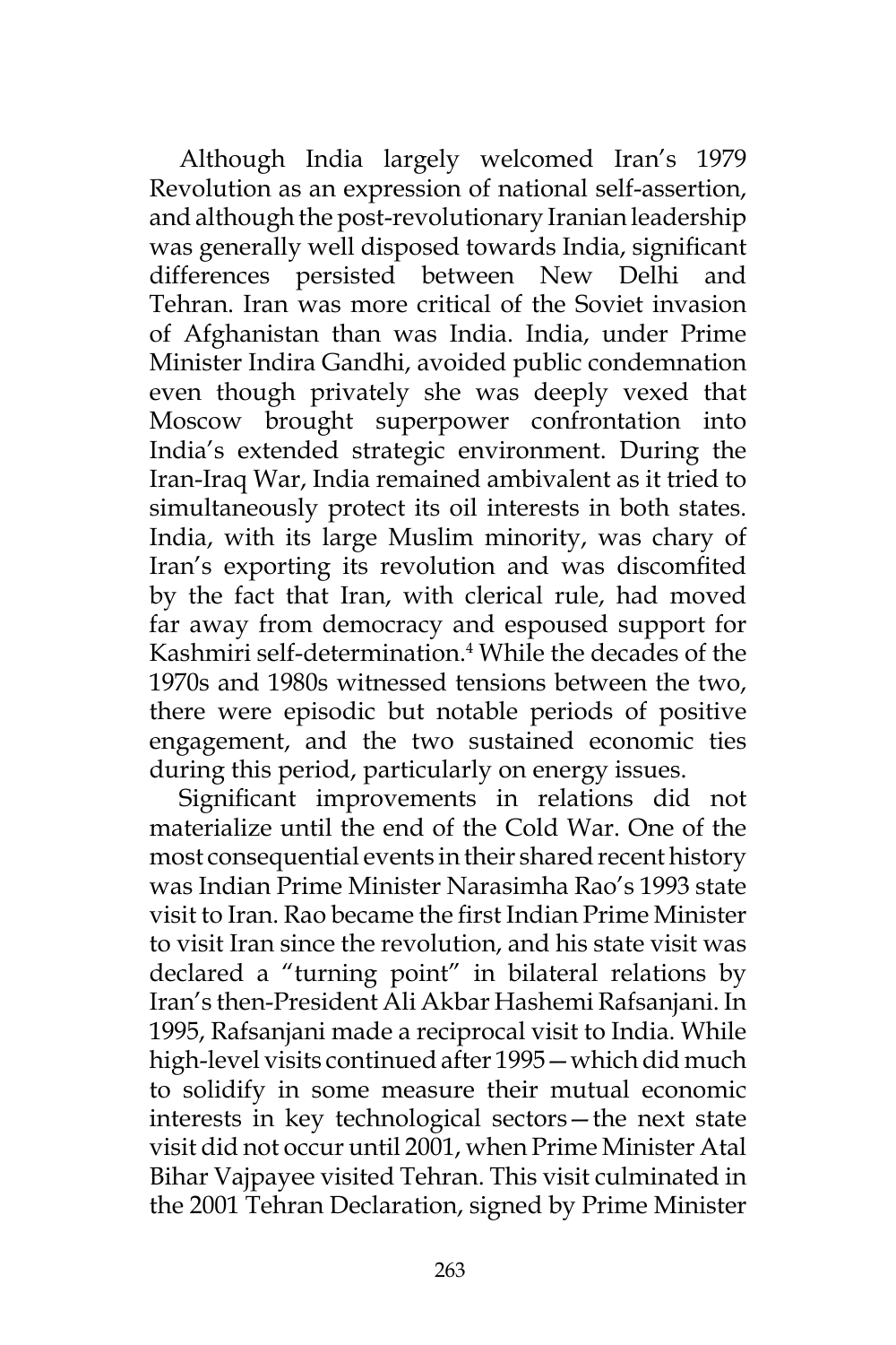Although India largely welcomed Iran's 1979 Revolution as an expression of national self-assertion, and although the post-revolutionary Iranian leadership was generally well disposed towards India, significant differences persisted between New Delhi and Tehran. Iran was more critical of the Soviet invasion of Afghanistan than was India. India, under Prime Minister Indira Gandhi, avoided public condemnation even though privately she was deeply vexed that Moscow brought superpower confrontation into India's extended strategic environment. During the Iran-Iraq War, India remained ambivalent as it tried to simultaneously protect its oil interests in both states. India, with its large Muslim minority, was chary of Iran's exporting its revolution and was discomfited by the fact that Iran, with clerical rule, had moved far away from democracy and espoused support for Kashmiri self-determination.[4] While the decades of the 1970s and 1980s witnessed tensions between the two, there were episodic but notable periods of positive engagement, and the two sustained economic ties during this period, particularly on energy issues.

Significant improvements in relations did not materialize until the end of the Cold War. One of the most consequential events in their shared recent history was Indian Prime Minister Narasimha Rao's 1993 state visit to Iran. Rao became the first Indian Prime Minister to visit Iran since the revolution, and his state visit was declared a "turning point" in bilateral relations by Iran's then-President Ali Akbar Hashemi Rafsanjani. In 1995, Rafsanjani made a reciprocal visit to India. While high-level visits continued after 1995—which did much to solidify in some measure their mutual economic interests in key technological sectors—the next state visit did not occur until 2001, when Prime Minister Atal Bihar Vajpayee visited Tehran. This visit culminated in the 2001 Tehran Declaration, signed by Prime Minister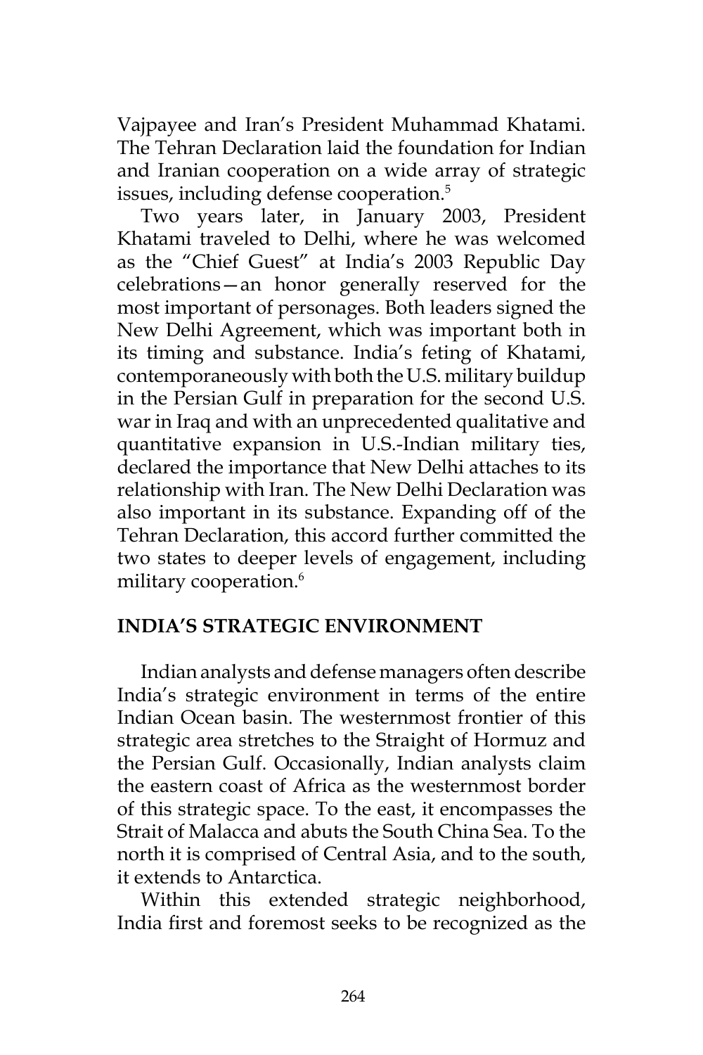Vajpayee and Iran's President Muhammad Khatami. The Tehran Declaration laid the foundation for Indian and Iranian cooperation on a wide array of strategic issues, including defense cooperation.[5]

Two years later, in January 2003, President Khatami traveled to Delhi, where he was welcomed as the "Chief Guest" at India's 2003 Republic Day celebrations—an honor generally reserved for the most important of personages. Both leaders signed the New Delhi Agreement, which was important both in its timing and substance. India's feting of Khatami, contemporaneously with both the U.S. military buildup in the Persian Gulf in preparation for the second U.S. war in Iraq and with an unprecedented qualitative and quantitative expansion in U.S.-Indian military ties, declared the importance that New Delhi attaches to its relationship with Iran. The New Delhi Declaration was also important in its substance. Expanding off of the Tehran Declaration, this accord further committed the two states to deeper levels of engagement, including military cooperation.[6]

## INDIA'S STRATEGIC ENVIRONMENT

Indian analysts and defense managers often describe India's strategic environment in terms of the entire Indian Ocean basin. The westernmost frontier of this strategic area stretches to the Straight of Hormuz and the Persian Gulf. Occasionally, Indian analysts claim the eastern coast of Africa as the westernmost border of this strategic space. To the east, it encompasses the Strait of Malacca and abuts the South China Sea. To the north it is comprised of Central Asia, and to the south, it extends to Antarctica.

Within this extended strategic neighborhood, India first and foremost seeks to be recognized as the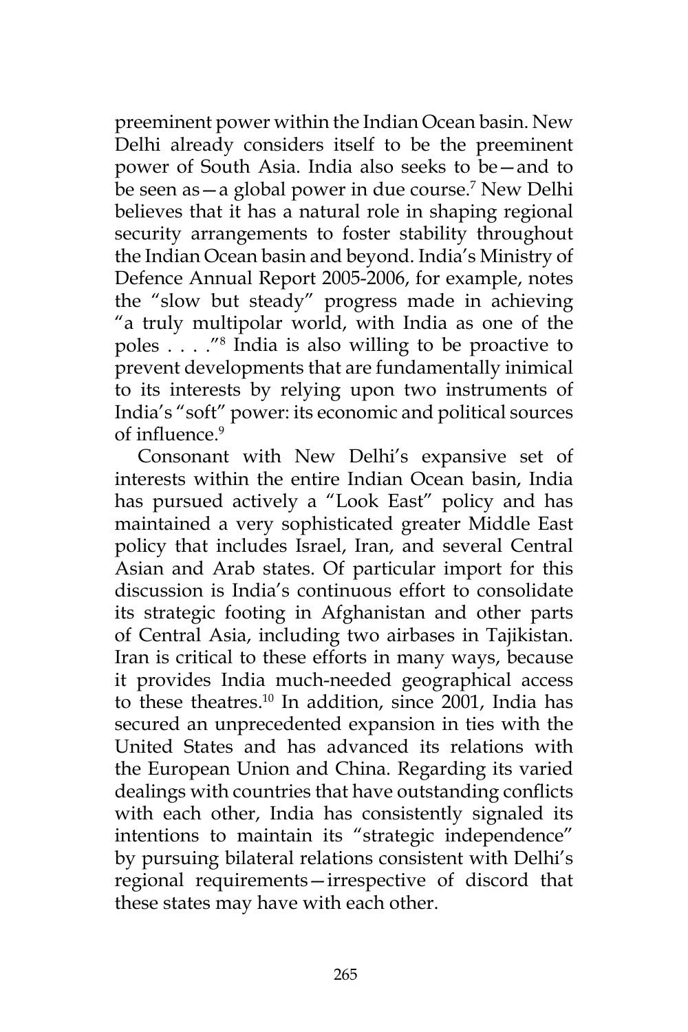preeminent power within the Indian Ocean basin. New Delhi already considers itself to be the preeminent power of South Asia. India also seeks to be—and to be seen as—a global power in due course.[7] New Delhi believes that it has a natural role in shaping regional security arrangements to foster stability throughout the Indian Ocean basin and beyond. India's Ministry of Defence Annual Report 2005-2006, for example, notes the "slow but steady" progress made in achieving "a truly multipolar world, with India as one of the poles . . . ."[8] India is also willing to be proactive to prevent developments that are fundamentally inimical to its interests by relying upon two instruments of India's "soft" power: its economic and political sources of influence.[9]

Consonant with New Delhi's expansive set of interests within the entire Indian Ocean basin, India has pursued actively a "Look East" policy and has maintained a very sophisticated greater Middle East policy that includes Israel, Iran, and several Central Asian and Arab states. Of particular import for this discussion is India's continuous effort to consolidate its strategic footing in Afghanistan and other parts of Central Asia, including two airbases in Tajikistan. Iran is critical to these efforts in many ways, because it provides India much-needed geographical access to these theatres.[10] In addition, since 2001, India has secured an unprecedented expansion in ties with the United States and has advanced its relations with the European Union and China. Regarding its varied dealings with countries that have outstanding conflicts with each other, India has consistently signaled its intentions to maintain its "strategic independence" by pursuing bilateral relations consistent with Delhi's regional requirements—irrespective of discord that these states may have with each other.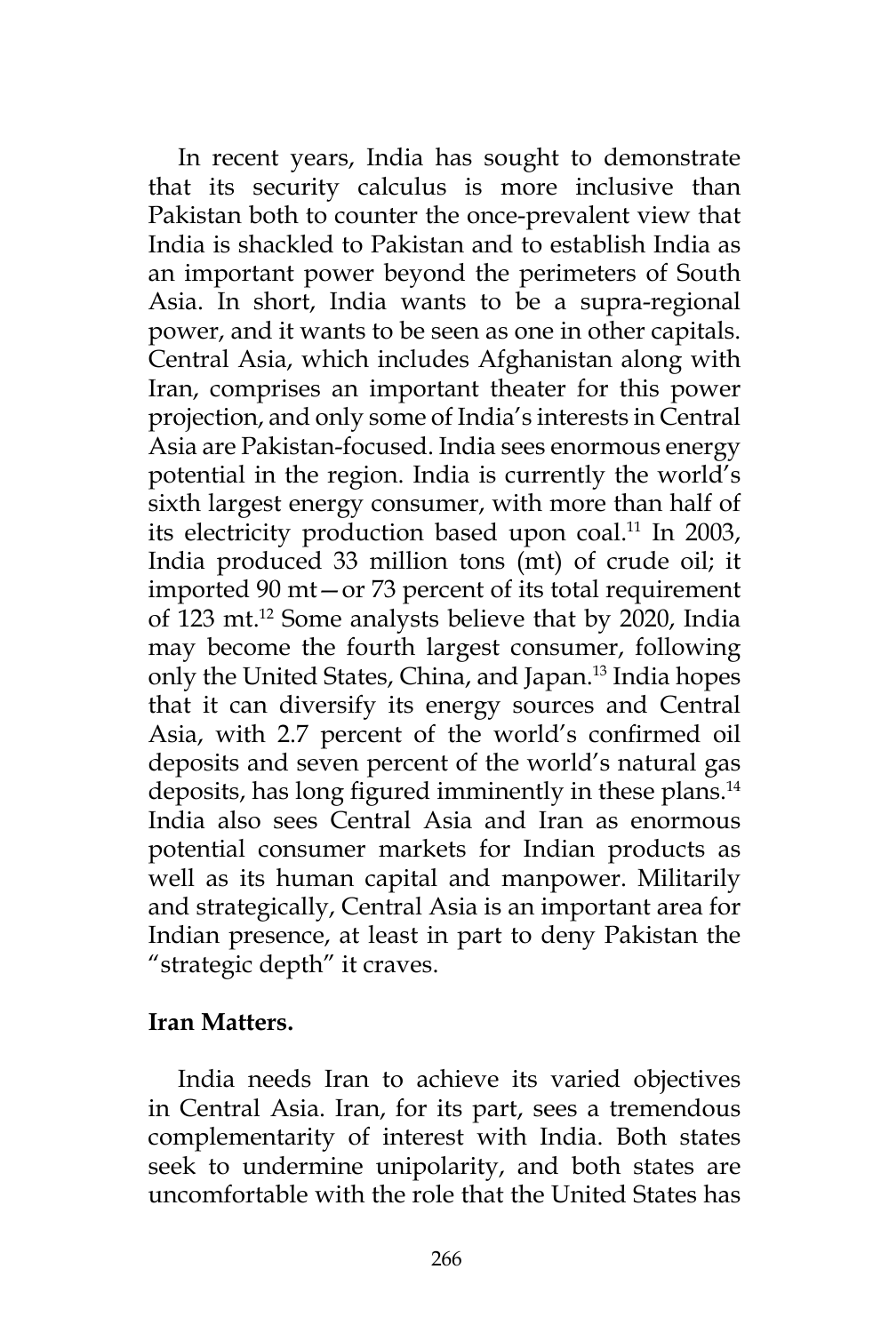In recent years, India has sought to demonstrate that its security calculus is more inclusive than Pakistan both to counter the once-prevalent view that India is shackled to Pakistan and to establish India as an important power beyond the perimeters of South Asia. In short, India wants to be a supra-regional power, and it wants to be seen as one in other capitals. Central Asia, which includes Afghanistan along with Iran, comprises an important theater for this power projection, and only some of India's interests in Central Asia are Pakistan-focused. India sees enormous energy potential in the region. India is currently the world's sixth largest energy consumer, with more than half of its electricity production based upon coal.[11] In 2003, India produced 33 million tons (mt) of crude oil; it imported 90 mt—or 73 percent of its total requirement of 123 mt.[12] Some analysts believe that by 2020, India may become the fourth largest consumer, following only the United States, China, and Japan.[13] India hopes that it can diversify its energy sources and Central Asia, with 2.7 percent of the world's confirmed oil deposits and seven percent of the world's natural gas deposits, has long figured imminently in these plans.[14] India also sees Central Asia and Iran as enormous potential consumer markets for Indian products as well as its human capital and manpower. Militarily and strategically, Central Asia is an important area for Indian presence, at least in part to deny Pakistan the "strategic depth" it craves.

**Iran Matters.**

India needs Iran to achieve its varied objectives in Central Asia. Iran, for its part, sees a tremendous complementarity of interest with India. Both states seek to undermine unipolarity, and both states are uncomfortable with the role that the United States has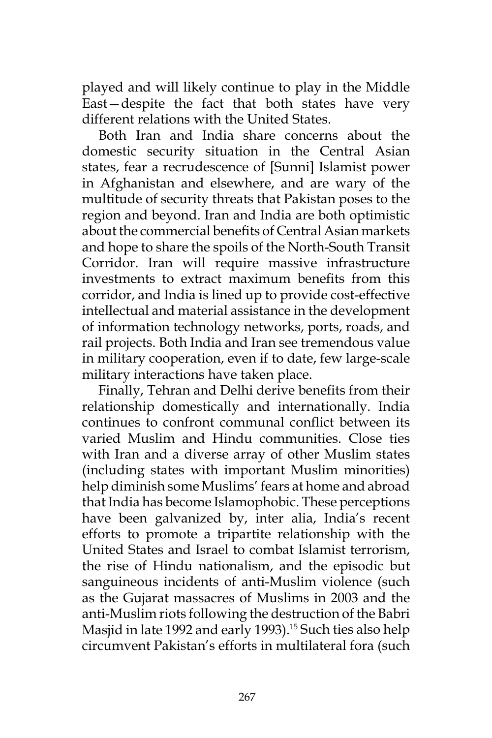played and will likely continue to play in the Middle East—despite the fact that both states have very different relations with the United States.

Both Iran and India share concerns about the domestic security situation in the Central Asian states, fear a recrudescence of [Sunni] Islamist power in Afghanistan and elsewhere, and are wary of the multitude of security threats that Pakistan poses to the region and beyond. Iran and India are both optimistic about the commercial benefits of Central Asian markets and hope to share the spoils of the North-South Transit Corridor. Iran will require massive infrastructure investments to extract maximum benefits from this corridor, and India is lined up to provide cost-effective intellectual and material assistance in the development of information technology networks, ports, roads, and rail projects. Both India and Iran see tremendous value in military cooperation, even if to date, few large-scale military interactions have taken place.

Finally, Tehran and Delhi derive benefits from their relationship domestically and internationally. India continues to confront communal conflict between its varied Muslim and Hindu communities. Close ties with Iran and a diverse array of other Muslim states (including states with important Muslim minorities) help diminish some Muslims' fears at home and abroad that India has become Islamophobic. These perceptions have been galvanized by, inter alia, India's recent efforts to promote a tripartite relationship with the United States and Israel to combat Islamist terrorism, the rise of Hindu nationalism, and the episodic but sanguineous incidents of anti-Muslim violence (such as the Gujarat massacres of Muslims in 2003 and the anti-Muslim riots following the destruction of the Babri Masjid in late 1992 and early 1993).[15] Such ties also help circumvent Pakistan's efforts in multilateral fora (such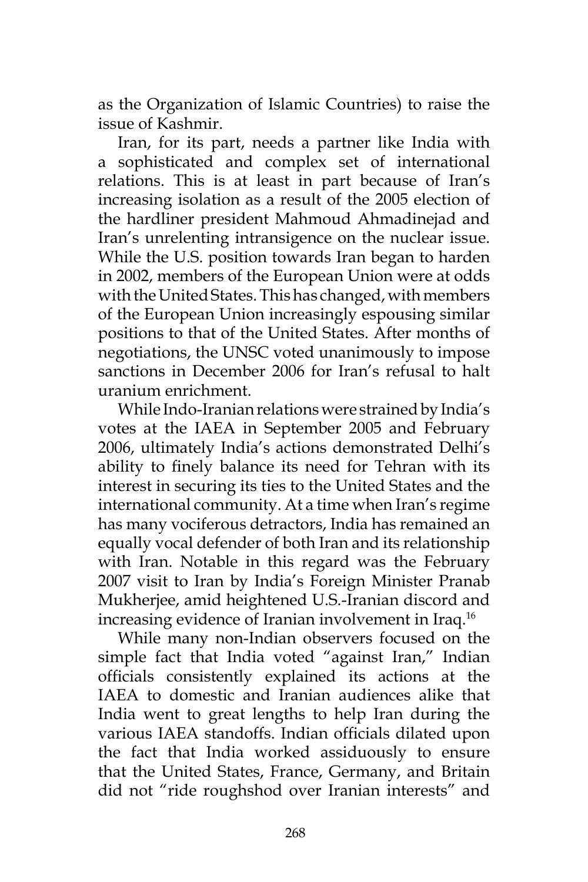as the Organization of Islamic Countries) to raise the issue of Kashmir.

Iran, for its part, needs a partner like India with a sophisticated and complex set of international relations. This is at least in part because of Iran's increasing isolation as a result of the 2005 election of the hardliner president Mahmoud Ahmadinejad and Iran's unrelenting intransigence on the nuclear issue. While the U.S. position towards Iran began to harden in 2002, members of the European Union were at odds with the United States. This has changed, with members of the European Union increasingly espousing similar positions to that of the United States. After months of negotiations, the UNSC voted unanimously to impose sanctions in December 2006 for Iran's refusal to halt uranium enrichment.

While Indo-Iranian relations were strained by India's votes at the IAEA in September 2005 and February 2006, ultimately India's actions demonstrated Delhi's ability to finely balance its need for Tehran with its interest in securing its ties to the United States and the international community. At a time when Iran's regime has many vociferous detractors, India has remained an equally vocal defender of both Iran and its relationship with Iran. Notable in this regard was the February 2007 visit to Iran by India's Foreign Minister Pranab Mukherjee, amid heightened U.S.-Iranian discord and increasing evidence of Iranian involvement in Iraq.[16]

While many non-Indian observers focused on the simple fact that India voted "against Iran," Indian officials consistently explained its actions at the IAEA to domestic and Iranian audiences alike that India went to great lengths to help Iran during the various IAEA standoffs. Indian officials dilated upon the fact that India worked assiduously to ensure that the United States, France, Germany, and Britain did not "ride roughshod over Iranian interests" and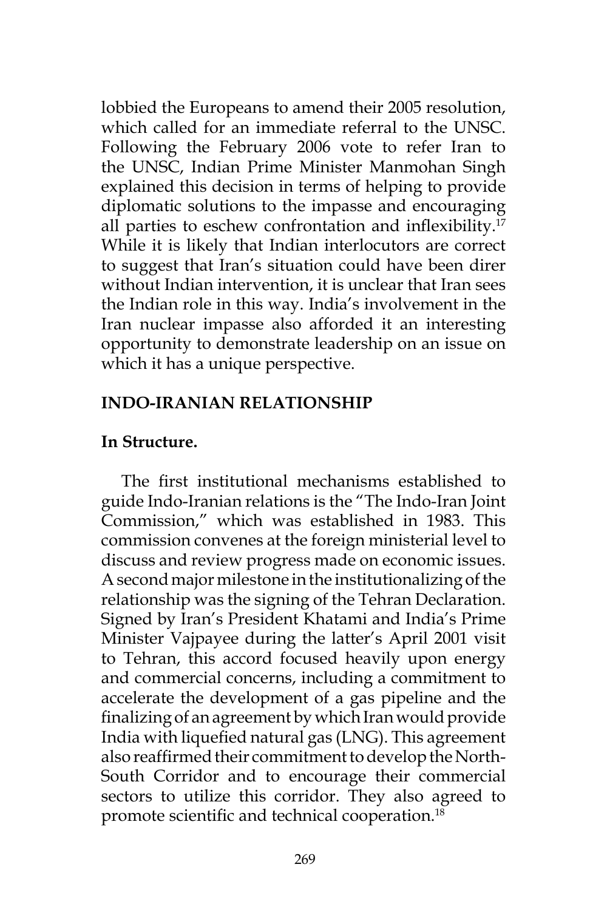lobbied the Europeans to amend their 2005 resolution, which called for an immediate referral to the UNSC. Following the February 2006 vote to refer Iran to the UNSC, Indian Prime Minister Manmohan Singh explained this decision in terms of helping to provide diplomatic solutions to the impasse and encouraging all parties to eschew confrontation and inflexibility.[17] While it is likely that Indian interlocutors are correct to suggest that Iran's situation could have been direr without Indian intervention, it is unclear that Iran sees the Indian role in this way. India's involvement in the Iran nuclear impasse also afforded it an interesting opportunity to demonstrate leadership on an issue on which it has a unique perspective.

## INDO-IRANIAN RELATIONSHIP

### In Structure.

The first institutional mechanisms established to guide Indo-Iranian relations is the "The Indo-Iran Joint Commission," which was established in 1983. This commission convenes at the foreign ministerial level to discuss and review progress made on economic issues. A second major milestone in the institutionalizing of the relationship was the signing of the Tehran Declaration. Signed by Iran's President Khatami and India's Prime Minister Vajpayee during the latter's April 2001 visit to Tehran, this accord focused heavily upon energy and commercial concerns, including a commitment to accelerate the development of a gas pipeline and the finalizing of an agreement by which Iran would provide India with liquefied natural gas (LNG). This agreement also reaffirmed their commitment to develop the North-South Corridor and to encourage their commercial sectors to utilize this corridor. They also agreed to promote scientific and technical cooperation.[18]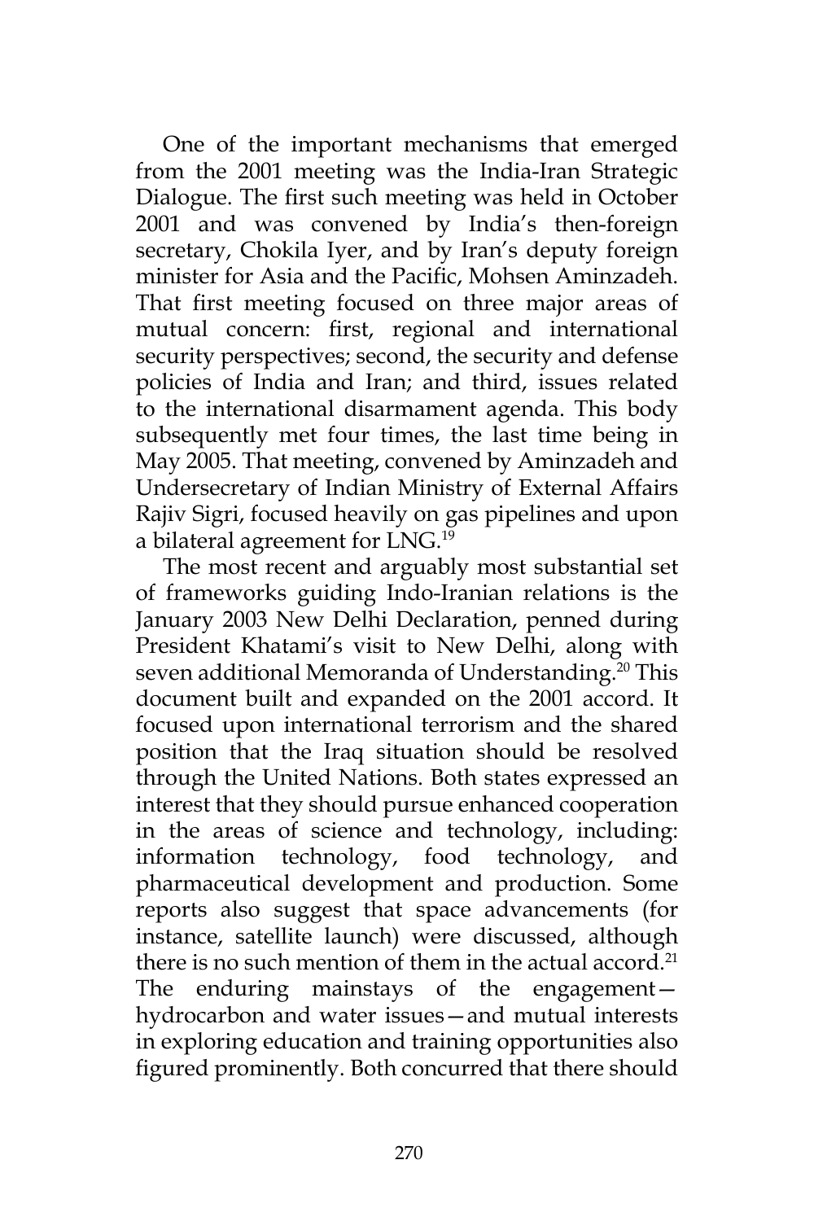One of the important mechanisms that emerged from the 2001 meeting was the India-Iran Strategic Dialogue. The first such meeting was held in October 2001 and was convened by India's then-foreign secretary, Chokila Iyer, and by Iran's deputy foreign minister for Asia and the Pacific, Mohsen Aminzadeh. That first meeting focused on three major areas of mutual concern: first, regional and international security perspectives; second, the security and defense policies of India and Iran; and third, issues related to the international disarmament agenda. This body subsequently met four times, the last time being in May 2005. That meeting, convened by Aminzadeh and Undersecretary of Indian Ministry of External Affairs Rajiv Sigri, focused heavily on gas pipelines and upon a bilateral agreement for LNG.[19]

The most recent and arguably most substantial set of frameworks guiding Indo-Iranian relations is the January 2003 New Delhi Declaration, penned during President Khatami's visit to New Delhi, along with seven additional Memoranda of Understanding.[20] This document built and expanded on the 2001 accord. It focused upon international terrorism and the shared position that the Iraq situation should be resolved through the United Nations. Both states expressed an interest that they should pursue enhanced cooperation in the areas of science and technology, including: information technology, food technology, and pharmaceutical development and production. Some reports also suggest that space advancements (for instance, satellite launch) were discussed, although there is no such mention of them in the actual accord.[21] The enduring mainstays of the engagement—hydrocarbon and water issues—and mutual interests in exploring education and training opportunities also figured prominently. Both concurred that there should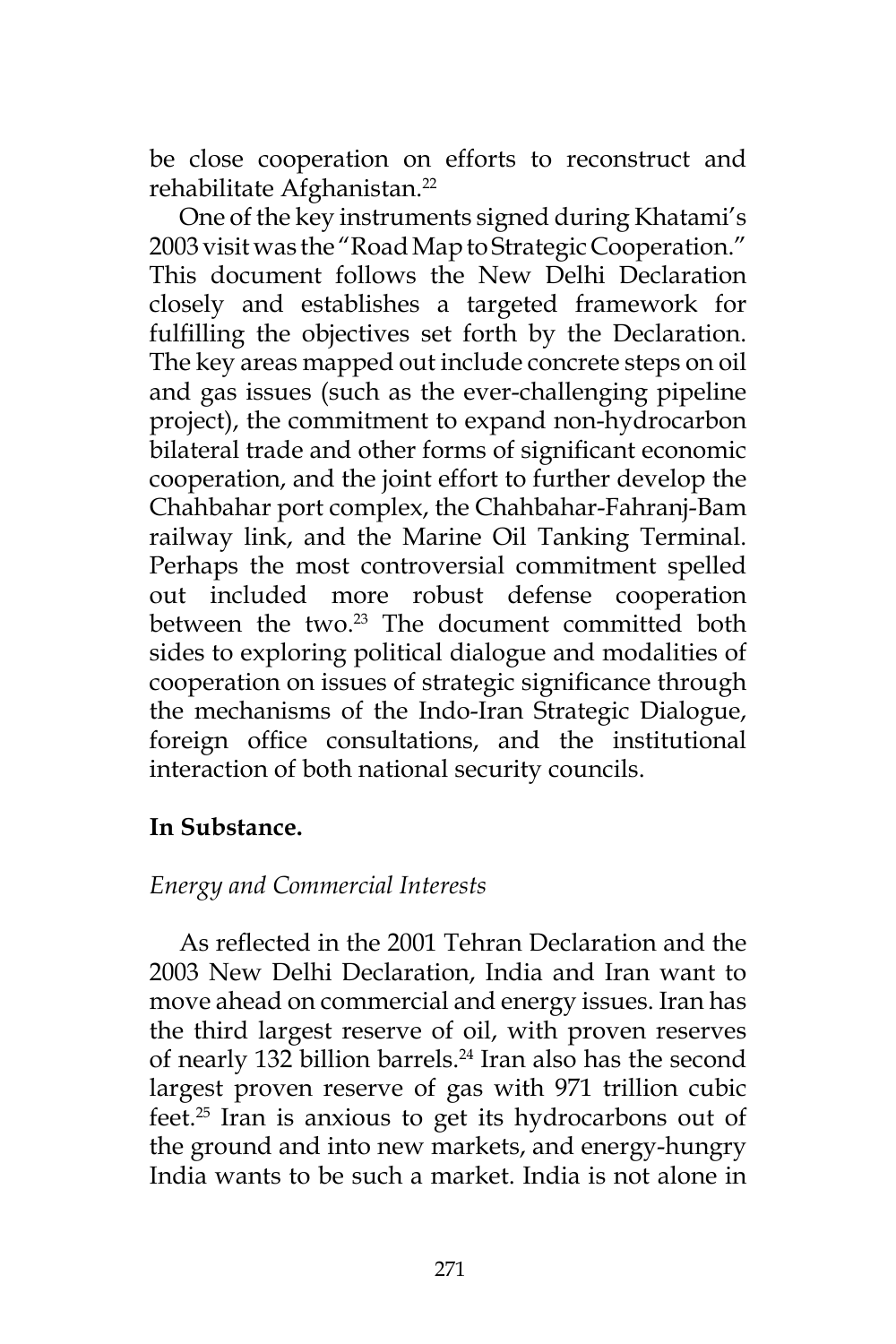be close cooperation on efforts to reconstruct and rehabilitate Afghanistan.[22]

One of the key instruments signed during Khatami's 2003 visit was the "Road Map to Strategic Cooperation." This document follows the New Delhi Declaration closely and establishes a targeted framework for fulfilling the objectives set forth by the Declaration. The key areas mapped out include concrete steps on oil and gas issues (such as the ever-challenging pipeline project), the commitment to expand non-hydrocarbon bilateral trade and other forms of significant economic cooperation, and the joint effort to further develop the Chahbahar port complex, the Chahbahar-Fahranj-Bam railway link, and the Marine Oil Tanking Terminal. Perhaps the most controversial commitment spelled out included more robust defense cooperation between the two.[23] The document committed both sides to exploring political dialogue and modalities of cooperation on issues of strategic significance through the mechanisms of the Indo-Iran Strategic Dialogue, foreign office consultations, and the institutional interaction of both national security councils.

**In Substance.**

*Energy and Commercial Interests*

As reflected in the 2001 Tehran Declaration and the 2003 New Delhi Declaration, India and Iran want to move ahead on commercial and energy issues. Iran has the third largest reserve of oil, with proven reserves of nearly 132 billion barrels.[24] Iran also has the second largest proven reserve of gas with 971 trillion cubic feet.[25] Iran is anxious to get its hydrocarbons out of the ground and into new markets, and energy-hungry India wants to be such a market. India is not alone in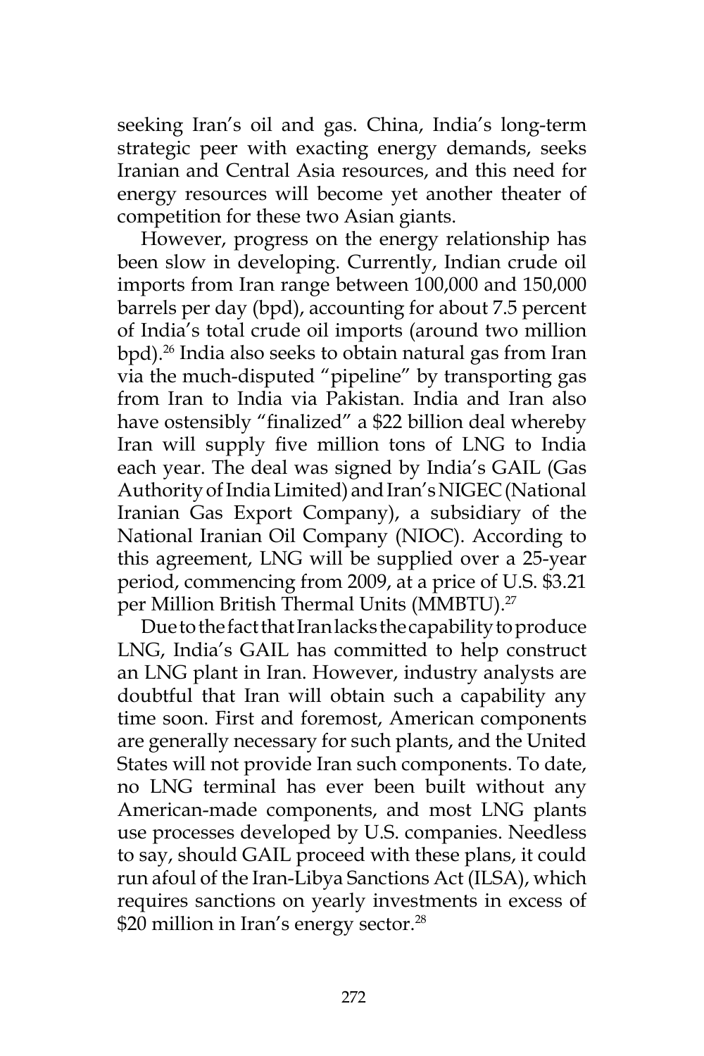seeking Iran's oil and gas. China, India's long-term strategic peer with exacting energy demands, seeks Iranian and Central Asia resources, and this need for energy resources will become yet another theater of competition for these two Asian giants.

However, progress on the energy relationship has been slow in developing. Currently, Indian crude oil imports from Iran range between 100,000 and 150,000 barrels per day (bpd), accounting for about 7.5 percent of India's total crude oil imports (around two million bpd).[26] India also seeks to obtain natural gas from Iran via the much-disputed "pipeline" by transporting gas from Iran to India via Pakistan. India and Iran also have ostensibly "finalized" a $22 billion deal whereby Iran will supply five million tons of LNG to India each year. The deal was signed by India's GAIL (Gas Authority of India Limited) and Iran's NIGEC (National Iranian Gas Export Company), a subsidiary of the National Iranian Oil Company (NIOC). According to this agreement, LNG will be supplied over a 25-year period, commencing from 2009, at a price of U.S. $3.21 per Million British Thermal Units (MMBTU).[27]

Due to the fact that Iran lacks the capability to produce LNG, India's GAIL has committed to help construct an LNG plant in Iran. However, industry analysts are doubtful that Iran will obtain such a capability any time soon. First and foremost, American components are generally necessary for such plants, and the United States will not provide Iran such components. To date, no LNG terminal has ever been built without any American-made components, and most LNG plants use processes developed by U.S. companies. Needless to say, should GAIL proceed with these plans, it could run afoul of the Iran-Libya Sanctions Act (ILSA), which requires sanctions on yearly investments in excess of $20 million in Iran's energy sector.[28]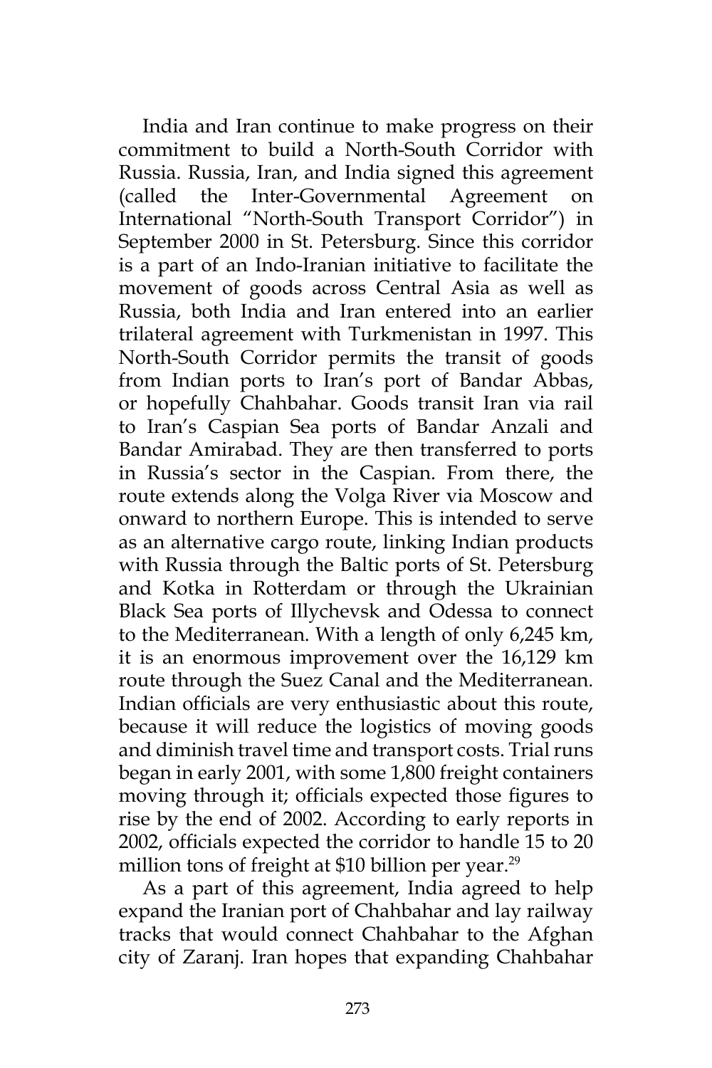India and Iran continue to make progress on their commitment to build a North-South Corridor with Russia. Russia, Iran, and India signed this agreement (called the Inter-Governmental Agreement on International "North-South Transport Corridor") in September 2000 in St. Petersburg. Since this corridor is a part of an Indo-Iranian initiative to facilitate the movement of goods across Central Asia as well as Russia, both India and Iran entered into an earlier trilateral agreement with Turkmenistan in 1997. This North-South Corridor permits the transit of goods from Indian ports to Iran's port of Bandar Abbas, or hopefully Chahbahar. Goods transit Iran via rail to Iran's Caspian Sea ports of Bandar Anzali and Bandar Amirabad. They are then transferred to ports in Russia's sector in the Caspian. From there, the route extends along the Volga River via Moscow and onward to northern Europe. This is intended to serve as an alternative cargo route, linking Indian products with Russia through the Baltic ports of St. Petersburg and Kotka in Rotterdam or through the Ukrainian Black Sea ports of Illychevsk and Odessa to connect to the Mediterranean. With a length of only 6,245 km, it is an enormous improvement over the 16,129 km route through the Suez Canal and the Mediterranean. Indian officials are very enthusiastic about this route, because it will reduce the logistics of moving goods and diminish travel time and transport costs. Trial runs began in early 2001, with some 1,800 freight containers moving through it; officials expected those figures to rise by the end of 2002. According to early reports in 2002, officials expected the corridor to handle 15 to 20 million tons of freight at $10 billion per year.[29]

As a part of this agreement, India agreed to help expand the Iranian port of Chahbahar and lay railway tracks that would connect Chahbahar to the Afghan city of Zaranj. Iran hopes that expanding Chahbahar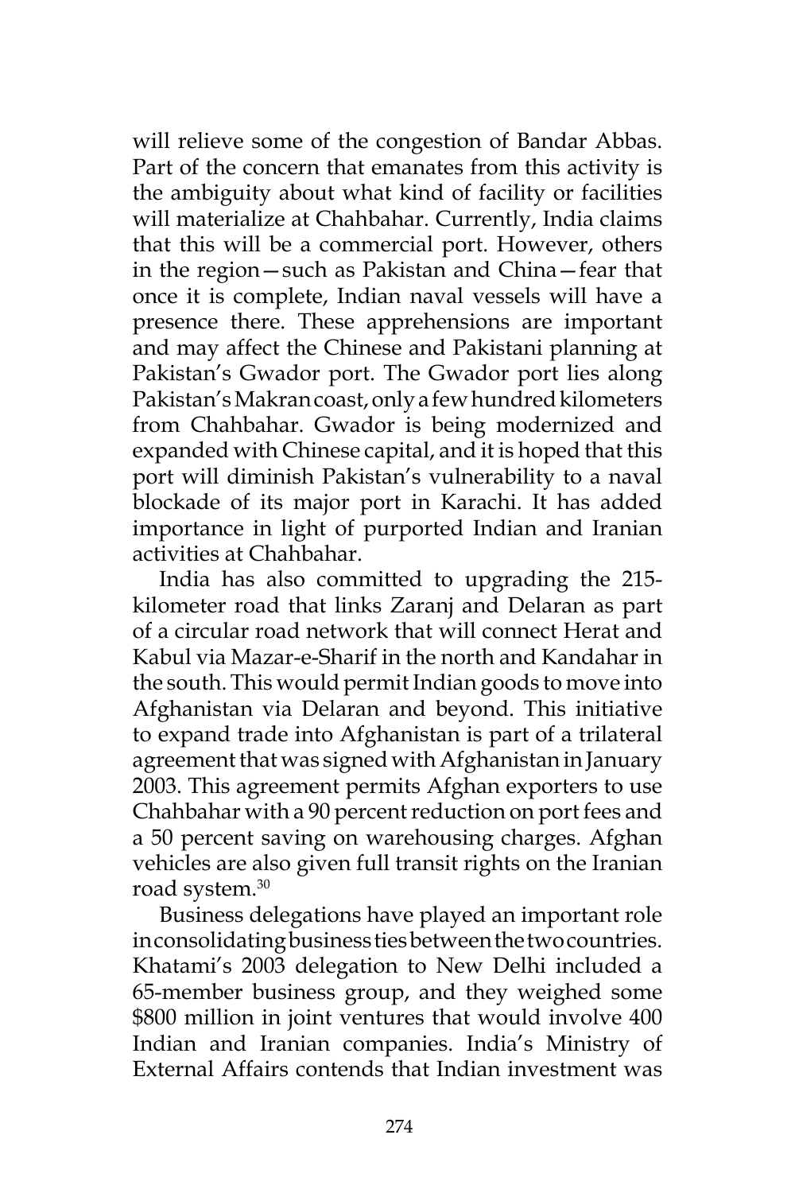will relieve some of the congestion of Bandar Abbas. Part of the concern that emanates from this activity is the ambiguity about what kind of facility or facilities will materialize at Chahbahar. Currently, India claims that this will be a commercial port. However, others in the region—such as Pakistan and China—fear that once it is complete, Indian naval vessels will have a presence there. These apprehensions are important and may affect the Chinese and Pakistani planning at Pakistan's Gwador port. The Gwador port lies along Pakistan's Makran coast, only a few hundred kilometers from Chahbahar. Gwador is being modernized and expanded with Chinese capital, and it is hoped that this port will diminish Pakistan's vulnerability to a naval blockade of its major port in Karachi. It has added importance in light of purported Indian and Iranian activities at Chahbahar.

India has also committed to upgrading the 215-kilometer road that links Zaranj and Delaran as part of a circular road network that will connect Herat and Kabul via Mazar-e-Sharif in the north and Kandahar in the south. This would permit Indian goods to move into Afghanistan via Delaran and beyond. This initiative to expand trade into Afghanistan is part of a trilateral agreement that was signed with Afghanistan in January 2003. This agreement permits Afghan exporters to use Chahbahar with a 90 percent reduction on port fees and a 50 percent saving on warehousing charges. Afghan vehicles are also given full transit rights on the Iranian road system.[30]

Business delegations have played an important role in consolidating business ties between the two countries. Khatami's 2003 delegation to New Delhi included a 65-member business group, and they weighed some $800 million in joint ventures that would involve 400 Indian and Iranian companies. India's Ministry of External Affairs contends that Indian investment was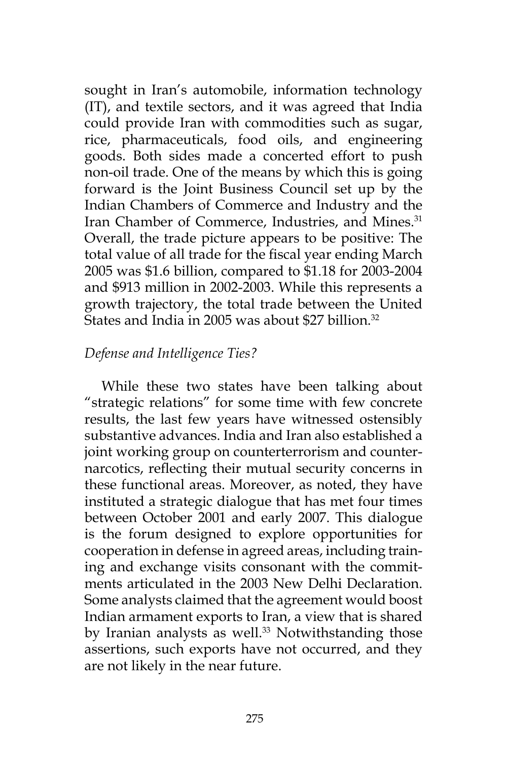sought in Iran's automobile, information technology (IT), and textile sectors, and it was agreed that India could provide Iran with commodities such as sugar, rice, pharmaceuticals, food oils, and engineering goods. Both sides made a concerted effort to push non-oil trade. One of the means by which this is going forward is the Joint Business Council set up by the Indian Chambers of Commerce and Industry and the Iran Chamber of Commerce, Industries, and Mines.[31] Overall, the trade picture appears to be positive: The total value of all trade for the fiscal year ending March 2005 was $1.6 billion, compared to $1.18 for 2003-2004 and $913 million in 2002-2003. While this represents a growth trajectory, the total trade between the United States and India in 2005 was about $27 billion.[32]

*Defense and Intelligence Ties?*

While these two states have been talking about "strategic relations" for some time with few concrete results, the last few years have witnessed ostensibly substantive advances. India and Iran also established a joint working group on counterterrorism and counter-narcotics, reflecting their mutual security concerns in these functional areas. Moreover, as noted, they have instituted a strategic dialogue that has met four times between October 2001 and early 2007. This dialogue is the forum designed to explore opportunities for cooperation in defense in agreed areas, including training and exchange visits consonant with the commitments articulated in the 2003 New Delhi Declaration. Some analysts claimed that the agreement would boost Indian armament exports to Iran, a view that is shared by Iranian analysts as well.[33] Notwithstanding those assertions, such exports have not occurred, and they are not likely in the near future.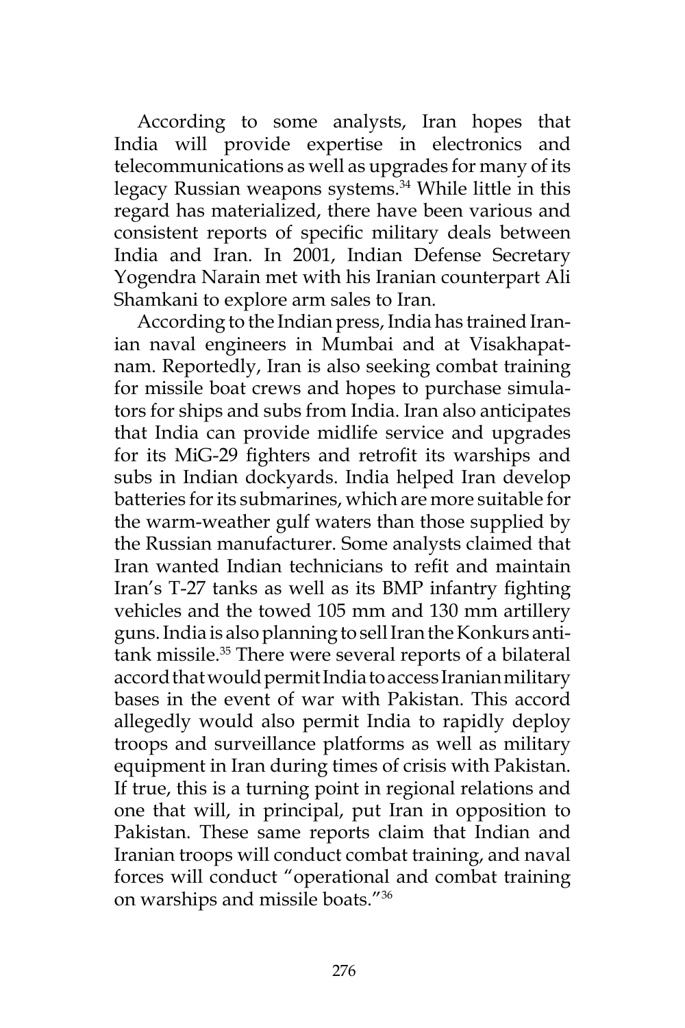According to some analysts, Iran hopes that India will provide expertise in electronics and telecommunications as well as upgrades for many of its legacy Russian weapons systems.[34] While little in this regard has materialized, there have been various and consistent reports of specific military deals between India and Iran. In 2001, Indian Defense Secretary Yogendra Narain met with his Iranian counterpart Ali Shamkani to explore arm sales to Iran.

According to the Indian press, India has trained Iranian naval engineers in Mumbai and at Visakhapatnam. Reportedly, Iran is also seeking combat training for missile boat crews and hopes to purchase simulators for ships and subs from India. Iran also anticipates that India can provide midlife service and upgrades for its MiG-29 fighters and retrofit its warships and subs in Indian dockyards. India helped Iran develop batteries for its submarines, which are more suitable for the warm-weather gulf waters than those supplied by the Russian manufacturer. Some analysts claimed that Iran wanted Indian technicians to refit and maintain Iran's T-27 tanks as well as its BMP infantry fighting vehicles and the towed 105 mm and 130 mm artillery guns. India is also planning to sell Iran the Konkurs anti-tank missile.[35] There were several reports of a bilateral accord that would permit India to access Iranian military bases in the event of war with Pakistan. This accord allegedly would also permit India to rapidly deploy troops and surveillance platforms as well as military equipment in Iran during times of crisis with Pakistan. If true, this is a turning point in regional relations and one that will, in principal, put Iran in opposition to Pakistan. These same reports claim that Indian and Iranian troops will conduct combat training, and naval forces will conduct "operational and combat training on warships and missile boats."[36]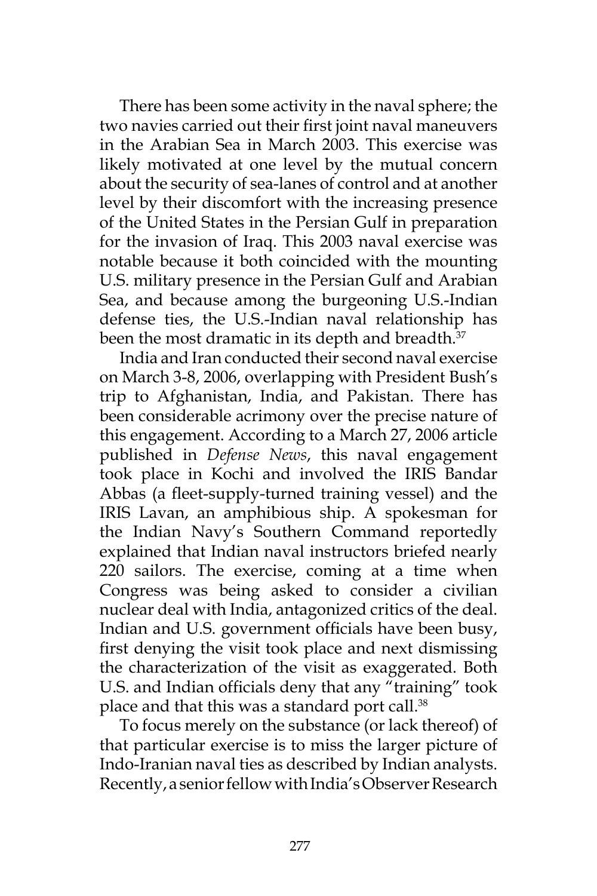There has been some activity in the naval sphere; the two navies carried out their first joint naval maneuvers in the Arabian Sea in March 2003. This exercise was likely motivated at one level by the mutual concern about the security of sea-lanes of control and at another level by their discomfort with the increasing presence of the United States in the Persian Gulf in preparation for the invasion of Iraq. This 2003 naval exercise was notable because it both coincided with the mounting U.S. military presence in the Persian Gulf and Arabian Sea, and because among the burgeoning U.S.-Indian defense ties, the U.S.-Indian naval relationship has been the most dramatic in its depth and breadth.[37]

India and Iran conducted their second naval exercise on March 3-8, 2006, overlapping with President Bush's trip to Afghanistan, India, and Pakistan. There has been considerable acrimony over the precise nature of this engagement. According to a March 27, 2006 article published in *Defense News*, this naval engagement took place in Kochi and involved the IRIS Bandar Abbas (a fleet-supply-turned training vessel) and the IRIS Lavan, an amphibious ship. A spokesman for the Indian Navy's Southern Command reportedly explained that Indian naval instructors briefed nearly 220 sailors. The exercise, coming at a time when Congress was being asked to consider a civilian nuclear deal with India, antagonized critics of the deal. Indian and U.S. government officials have been busy, first denying the visit took place and next dismissing the characterization of the visit as exaggerated. Both U.S. and Indian officials deny that any "training" took place and that this was a standard port call.[38]

To focus merely on the substance (or lack thereof) of that particular exercise is to miss the larger picture of Indo-Iranian naval ties as described by Indian analysts. Recently, a senior fellow with India's Observer Research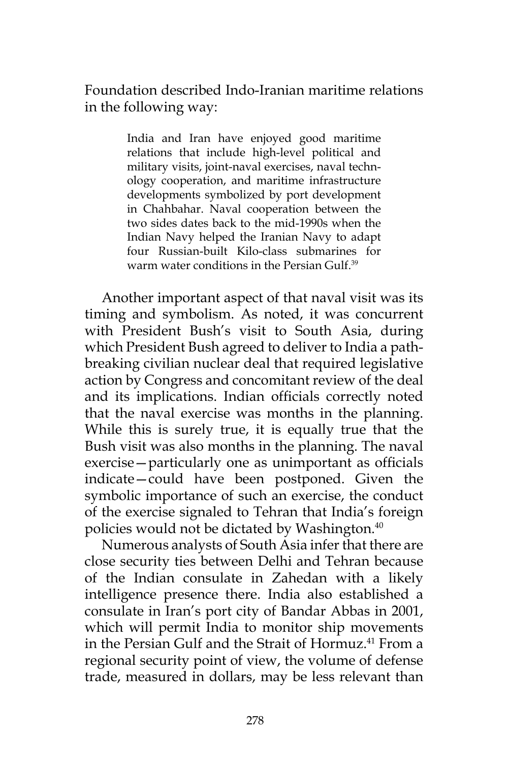Foundation described Indo-Iranian maritime relations in the following way:

> India and Iran have enjoyed good maritime relations that include high-level political and military visits, joint-naval exercises, naval technology cooperation, and maritime infrastructure developments symbolized by port development in Chahbahar. Naval cooperation between the two sides dates back to the mid-1990s when the Indian Navy helped the Iranian Navy to adapt four Russian-built Kilo-class submarines for warm water conditions in the Persian Gulf.[39]

Another important aspect of that naval visit was its timing and symbolism. As noted, it was concurrent with President Bush's visit to South Asia, during which President Bush agreed to deliver to India a path-breaking civilian nuclear deal that required legislative action by Congress and concomitant review of the deal and its implications. Indian officials correctly noted that the naval exercise was months in the planning. While this is surely true, it is equally true that the Bush visit was also months in the planning. The naval exercise—particularly one as unimportant as officials indicate—could have been postponed. Given the symbolic importance of such an exercise, the conduct of the exercise signaled to Tehran that India's foreign policies would not be dictated by Washington.[40]

Numerous analysts of South Asia infer that there are close security ties between Delhi and Tehran because of the Indian consulate in Zahedan with a likely intelligence presence there. India also established a consulate in Iran's port city of Bandar Abbas in 2001, which will permit India to monitor ship movements in the Persian Gulf and the Strait of Hormuz.[41] From a regional security point of view, the volume of defense trade, measured in dollars, may be less relevant than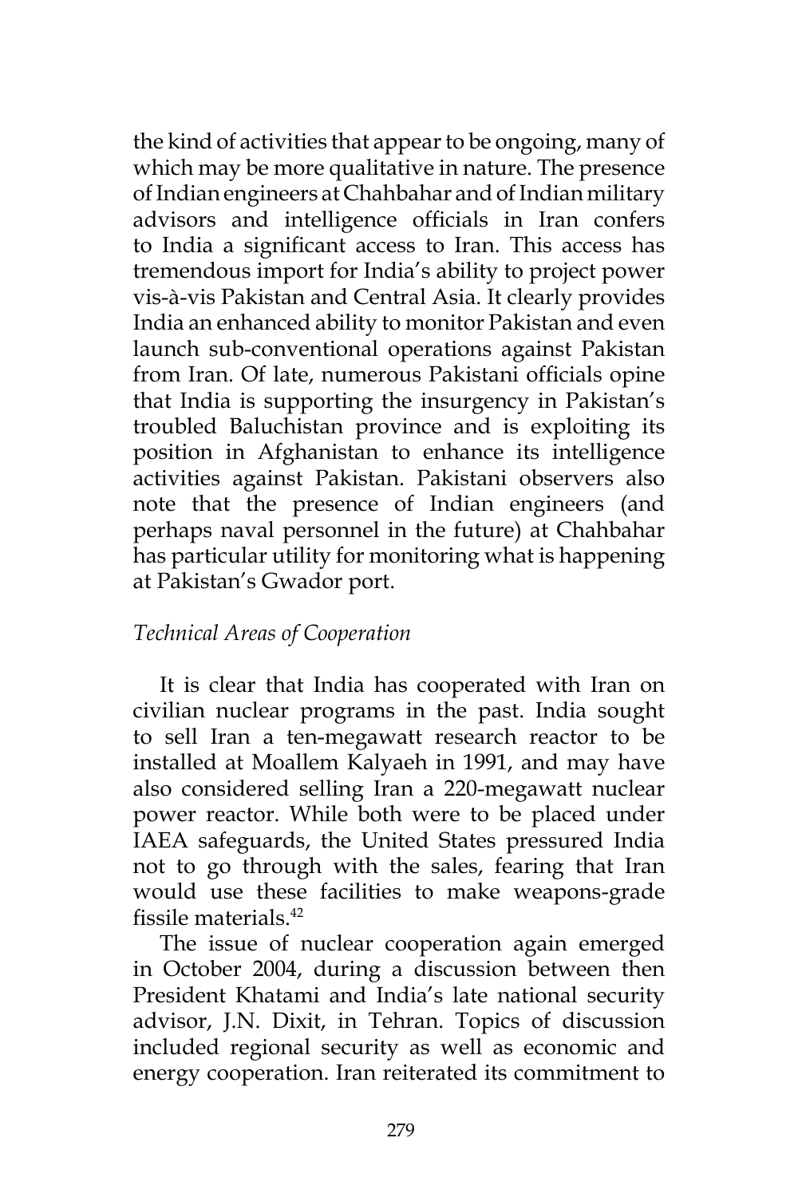the kind of activities that appear to be ongoing, many of which may be more qualitative in nature. The presence of Indian engineers at Chahbahar and of Indian military advisors and intelligence officials in Iran confers to India a significant access to Iran. This access has tremendous import for India's ability to project power vis-à-vis Pakistan and Central Asia. It clearly provides India an enhanced ability to monitor Pakistan and even launch sub-conventional operations against Pakistan from Iran. Of late, numerous Pakistani officials opine that India is supporting the insurgency in Pakistan's troubled Baluchistan province and is exploiting its position in Afghanistan to enhance its intelligence activities against Pakistan. Pakistani observers also note that the presence of Indian engineers (and perhaps naval personnel in the future) at Chahbahar has particular utility for monitoring what is happening at Pakistan's Gwador port.

*Technical Areas of Cooperation*

It is clear that India has cooperated with Iran on civilian nuclear programs in the past. India sought to sell Iran a ten-megawatt research reactor to be installed at Moallem Kalyaeh in 1991, and may have also considered selling Iran a 220-megawatt nuclear power reactor. While both were to be placed under IAEA safeguards, the United States pressured India not to go through with the sales, fearing that Iran would use these facilities to make weapons-grade fissile materials.[42]

The issue of nuclear cooperation again emerged in October 2004, during a discussion between then President Khatami and India's late national security advisor, J.N. Dixit, in Tehran. Topics of discussion included regional security as well as economic and energy cooperation. Iran reiterated its commitment to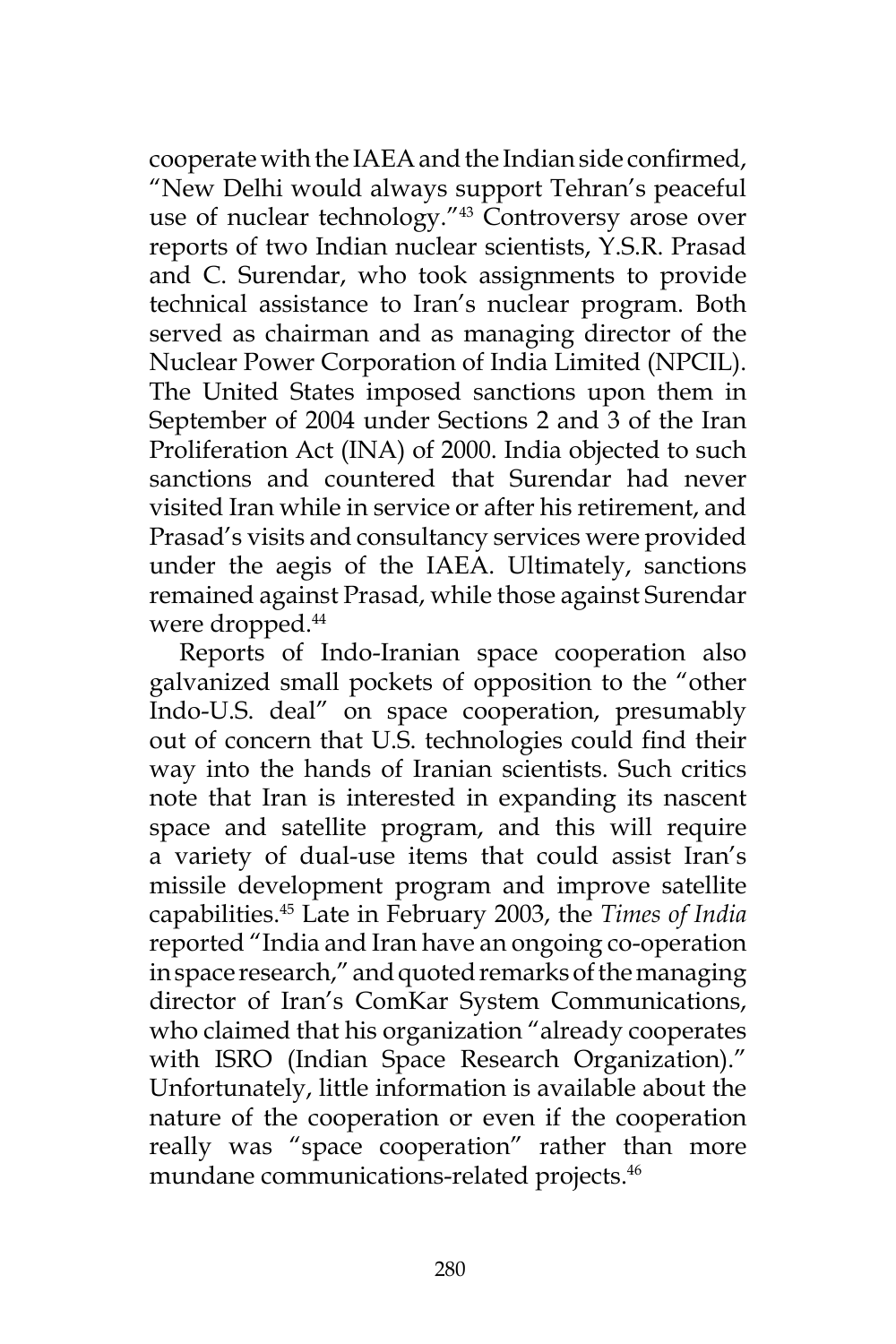cooperate with the IAEA and the Indian side confirmed, "New Delhi would always support Tehran's peaceful use of nuclear technology."[43] Controversy arose over reports of two Indian nuclear scientists, Y.S.R. Prasad and C. Surendar, who took assignments to provide technical assistance to Iran's nuclear program. Both served as chairman and as managing director of the Nuclear Power Corporation of India Limited (NPCIL). The United States imposed sanctions upon them in September of 2004 under Sections 2 and 3 of the Iran Proliferation Act (INA) of 2000. India objected to such sanctions and countered that Surendar had never visited Iran while in service or after his retirement, and Prasad's visits and consultancy services were provided under the aegis of the IAEA. Ultimately, sanctions remained against Prasad, while those against Surendar were dropped.[44]

Reports of Indo-Iranian space cooperation also galvanized small pockets of opposition to the "other Indo-U.S. deal" on space cooperation, presumably out of concern that U.S. technologies could find their way into the hands of Iranian scientists. Such critics note that Iran is interested in expanding its nascent space and satellite program, and this will require a variety of dual-use items that could assist Iran's missile development program and improve satellite capabilities.[45] Late in February 2003, the *Times of India* reported "India and Iran have an ongoing co-operation in space research," and quoted remarks of the managing director of Iran's ComKar System Communications, who claimed that his organization "already cooperates with ISRO (Indian Space Research Organization)." Unfortunately, little information is available about the nature of the cooperation or even if the cooperation really was "space cooperation" rather than more mundane communications-related projects.[46]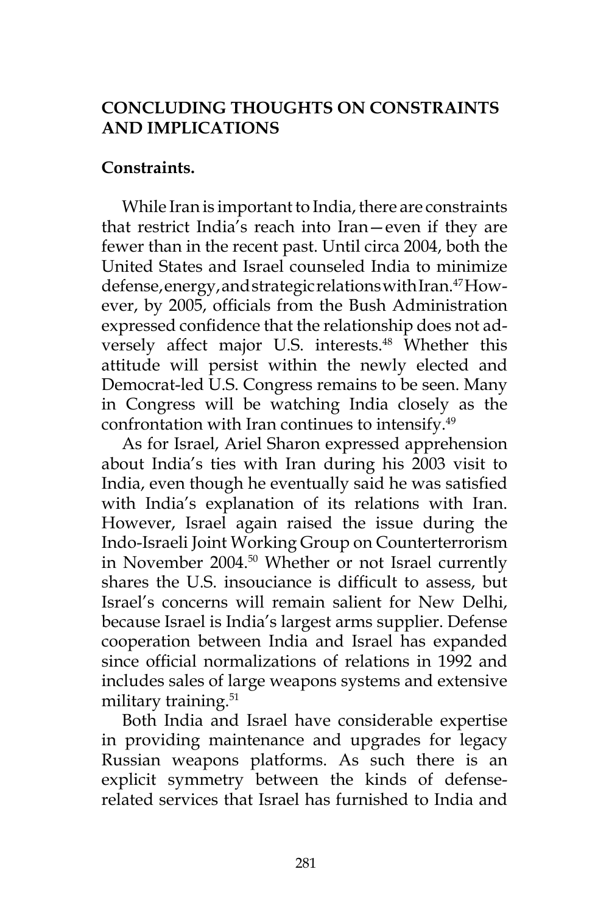## CONCLUDING THOUGHTS ON CONSTRAINTS AND IMPLICATIONS

### Constraints.

While Iran is important to India, there are constraints that restrict India's reach into Iran—even if they are fewer than in the recent past. Until circa 2004, both the United States and Israel counseled India to minimize defense, energy, and strategic relations with Iran.[47] However, by 2005, officials from the Bush Administration expressed confidence that the relationship does not adversely affect major U.S. interests.[48] Whether this attitude will persist within the newly elected and Democrat-led U.S. Congress remains to be seen. Many in Congress will be watching India closely as the confrontation with Iran continues to intensify.[49]

As for Israel, Ariel Sharon expressed apprehension about India's ties with Iran during his 2003 visit to India, even though he eventually said he was satisfied with India's explanation of its relations with Iran. However, Israel again raised the issue during the Indo-Israeli Joint Working Group on Counterterrorism in November 2004.[50] Whether or not Israel currently shares the U.S. insouciance is difficult to assess, but Israel's concerns will remain salient for New Delhi, because Israel is India's largest arms supplier. Defense cooperation between India and Israel has expanded since official normalizations of relations in 1992 and includes sales of large weapons systems and extensive military training.[51]

Both India and Israel have considerable expertise in providing maintenance and upgrades for legacy Russian weapons platforms. As such there is an explicit symmetry between the kinds of defense-related services that Israel has furnished to India and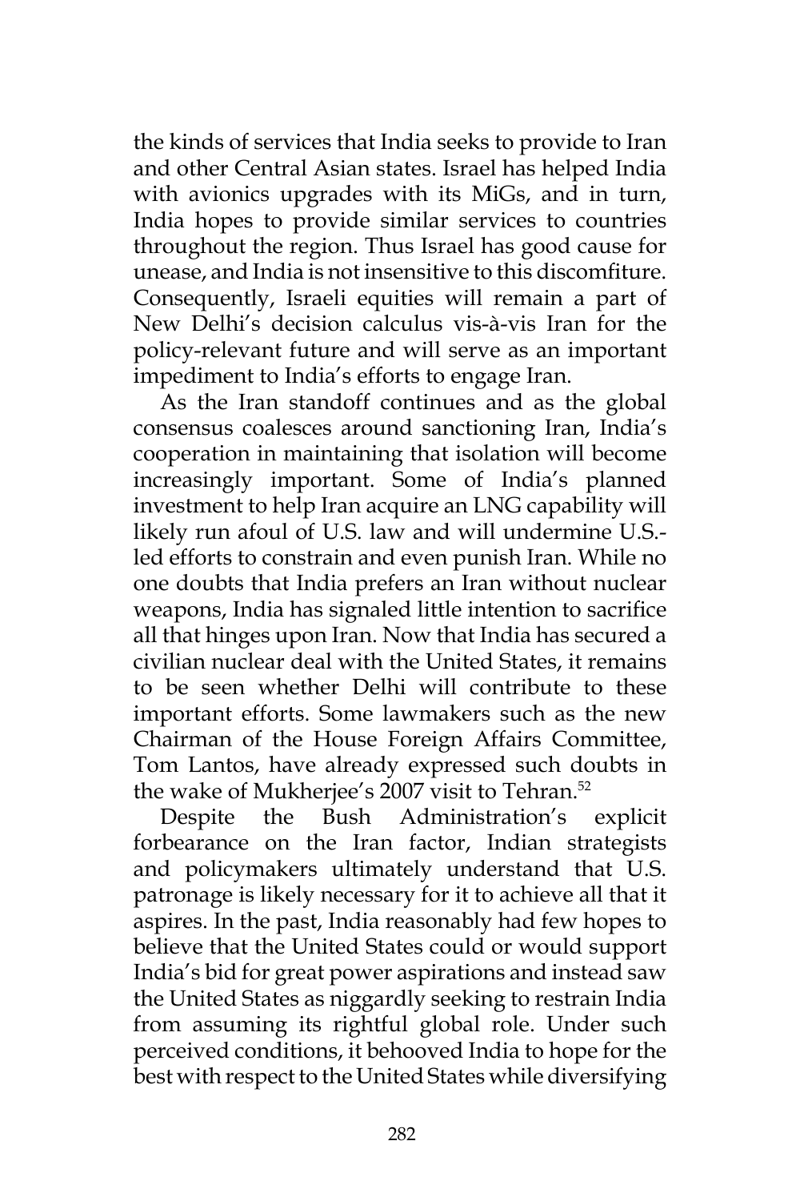the kinds of services that India seeks to provide to Iran and other Central Asian states. Israel has helped India with avionics upgrades with its MiGs, and in turn, India hopes to provide similar services to countries throughout the region. Thus Israel has good cause for unease, and India is not insensitive to this discomfiture. Consequently, Israeli equities will remain a part of New Delhi's decision calculus vis-à-vis Iran for the policy-relevant future and will serve as an important impediment to India's efforts to engage Iran.

As the Iran standoff continues and as the global consensus coalesces around sanctioning Iran, India's cooperation in maintaining that isolation will become increasingly important. Some of India's planned investment to help Iran acquire an LNG capability will likely run afoul of U.S. law and will undermine U.S.-led efforts to constrain and even punish Iran. While no one doubts that India prefers an Iran without nuclear weapons, India has signaled little intention to sacrifice all that hinges upon Iran. Now that India has secured a civilian nuclear deal with the United States, it remains to be seen whether Delhi will contribute to these important efforts. Some lawmakers such as the new Chairman of the House Foreign Affairs Committee, Tom Lantos, have already expressed such doubts in the wake of Mukherjee's 2007 visit to Tehran.[52]

Despite the Bush Administration's explicit forbearance on the Iran factor, Indian strategists and policymakers ultimately understand that U.S. patronage is likely necessary for it to achieve all that it aspires. In the past, India reasonably had few hopes to believe that the United States could or would support India's bid for great power aspirations and instead saw the United States as niggardly seeking to restrain India from assuming its rightful global role. Under such perceived conditions, it behooved India to hope for the best with respect to the United States while diversifying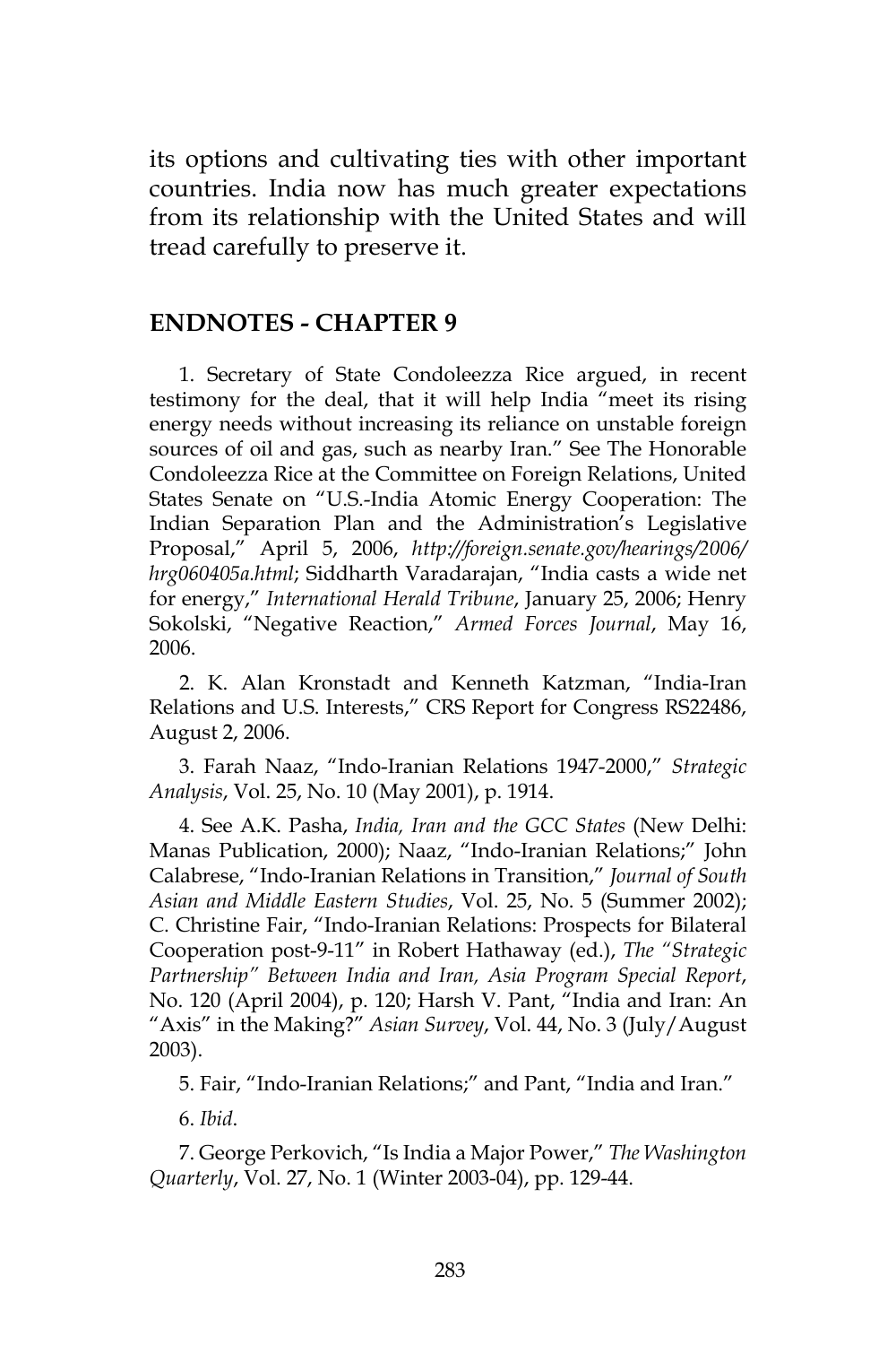its options and cultivating ties with other important countries. India now has much greater expectations from its relationship with the United States and will tread carefully to preserve it.

## ENDNOTES - CHAPTER 9

1. Secretary of State Condoleezza Rice argued, in recent testimony for the deal, that it will help India "meet its rising energy needs without increasing its reliance on unstable foreign sources of oil and gas, such as nearby Iran." See The Honorable Condoleezza Rice at the Committee on Foreign Relations, United States Senate on "U.S.-India Atomic Energy Cooperation: The Indian Separation Plan and the Administration's Legislative Proposal," April 5, 2006, *http://foreign.senate.gov/hearings/2006/hrg060405a.html*; Siddharth Varadarajan, "India casts a wide net for energy," *International Herald Tribune*, January 25, 2006; Henry Sokolski, "Negative Reaction," *Armed Forces Journal*, May 16, 2006.

2. K. Alan Kronstadt and Kenneth Katzman, "India-Iran Relations and U.S. Interests," CRS Report for Congress RS22486, August 2, 2006.

3. Farah Naaz, "Indo-Iranian Relations 1947-2000," *Strategic Analysis*, Vol. 25, No. 10 (May 2001), p. 1914.

4. See A.K. Pasha, *India, Iran and the GCC States* (New Delhi: Manas Publication, 2000); Naaz, "Indo-Iranian Relations;" John Calabrese, "Indo-Iranian Relations in Transition," *Journal of South Asian and Middle Eastern Studies*, Vol. 25, No. 5 (Summer 2002); C. Christine Fair, "Indo-Iranian Relations: Prospects for Bilateral Cooperation post-9-11" in Robert Hathaway (ed.), *The "Strategic Partnership" Between India and Iran, Asia Program Special Report*, No. 120 (April 2004), p. 120; Harsh V. Pant, "India and Iran: An "Axis" in the Making?" *Asian Survey*, Vol. 44, No. 3 (July/August 2003).

5. Fair, "Indo-Iranian Relations;" and Pant, "India and Iran."

6. *Ibid*.

7. George Perkovich, "Is India a Major Power," *The Washington Quarterly*, Vol. 27, No. 1 (Winter 2003-04), pp. 129-44.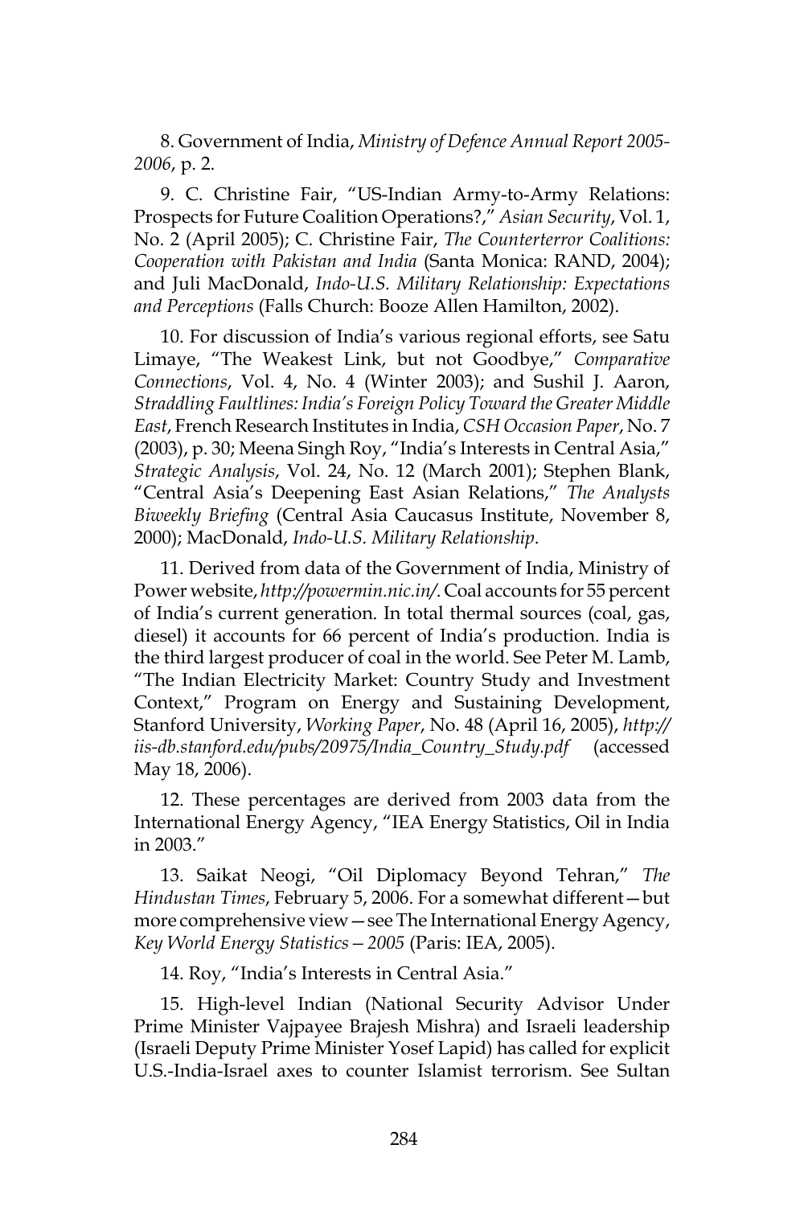8. Government of India, *Ministry of Defence Annual Report 2005-2006*, p. 2.

9. C. Christine Fair, "US-Indian Army-to-Army Relations: Prospects for Future Coalition Operations?," *Asian Security*, Vol. 1, No. 2 (April 2005); C. Christine Fair, *The Counterterror Coalitions: Cooperation with Pakistan and India* (Santa Monica: RAND, 2004); and Juli MacDonald, *Indo-U.S. Military Relationship: Expectations and Perceptions* (Falls Church: Booze Allen Hamilton, 2002).

10. For discussion of India's various regional efforts, see Satu Limaye, "The Weakest Link, but not Goodbye," *Comparative Connections*, Vol. 4, No. 4 (Winter 2003); and Sushil J. Aaron, *Straddling Faultlines: India's Foreign Policy Toward the Greater Middle East*, French Research Institutes in India, *CSH Occasion Paper*, No. 7 (2003), p. 30; Meena Singh Roy, "India's Interests in Central Asia," *Strategic Analysis*, Vol. 24, No. 12 (March 2001); Stephen Blank, "Central Asia's Deepening East Asian Relations," *The Analysts Biweekly Briefing* (Central Asia Caucasus Institute, November 8, 2000); MacDonald, *Indo-U.S. Military Relationship*.

11. Derived from data of the Government of India, Ministry of Power website, *http://powermin.nic.in/*. Coal accounts for 55 percent of India's current generation. In total thermal sources (coal, gas, diesel) it accounts for 66 percent of India's production. India is the third largest producer of coal in the world. See Peter M. Lamb, "The Indian Electricity Market: Country Study and Investment Context," Program on Energy and Sustaining Development, Stanford University, *Working Paper*, No. 48 (April 16, 2005), *http://iis-db.stanford.edu/pubs/20975/India_Country_Study.pdf* (accessed May 18, 2006).

12. These percentages are derived from 2003 data from the International Energy Agency, "IEA Energy Statistics, Oil in India in 2003."

13. Saikat Neogi, "Oil Diplomacy Beyond Tehran," *The Hindustan Times*, February 5, 2006. For a somewhat different—but more comprehensive view—see The International Energy Agency, *Key World Energy Statistics—2005* (Paris: IEA, 2005).

14. Roy, "India's Interests in Central Asia."

15. High-level Indian (National Security Advisor Under Prime Minister Vajpayee Brajesh Mishra) and Israeli leadership (Israeli Deputy Prime Minister Yosef Lapid) has called for explicit U.S.-India-Israel axes to counter Islamist terrorism. See Sultan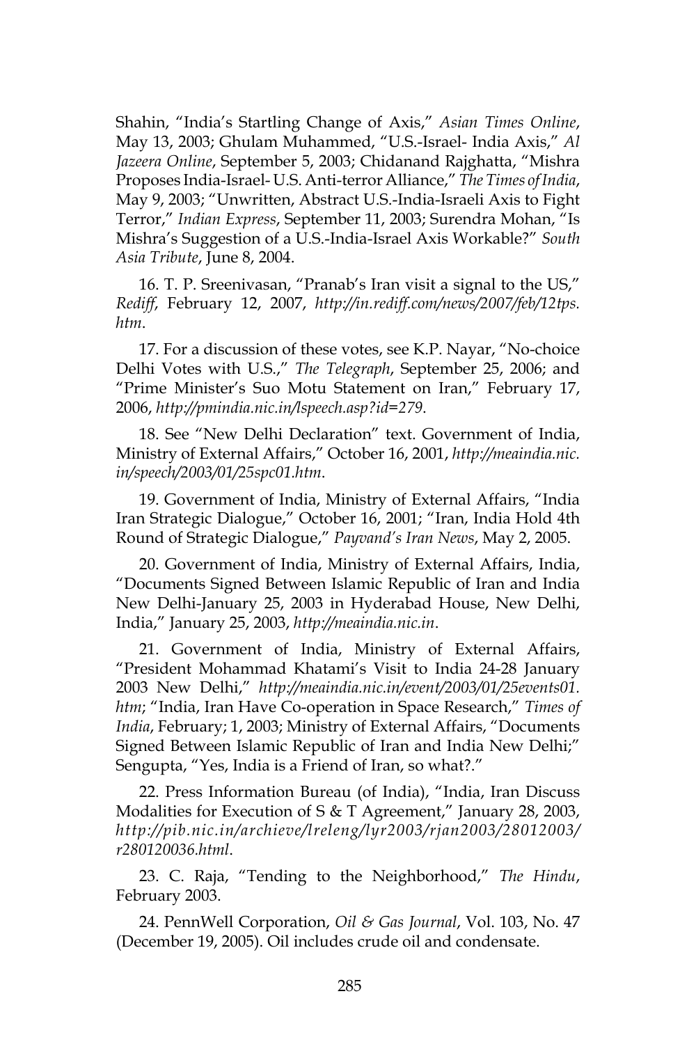Shahin, "India's Startling Change of Axis," *Asian Times Online*, May 13, 2003; Ghulam Muhammed, "U.S.-Israel- India Axis," *Al Jazeera Online*, September 5, 2003; Chidanand Rajghatta, "Mishra Proposes India-Israel- U.S. Anti-terror Alliance," *The Times of India*, May 9, 2003; "Unwritten, Abstract U.S.-India-Israeli Axis to Fight Terror," *Indian Express*, September 11, 2003; Surendra Mohan, "Is Mishra's Suggestion of a U.S.-India-Israel Axis Workable?" *South Asia Tribute*, June 8, 2004.

16. T. P. Sreenivasan, "Pranab's Iran visit a signal to the US," *Rediff*, February 12, 2007, *http://in.rediff.com/news/2007/feb/12tps.htm*.

17. For a discussion of these votes, see K.P. Nayar, "No-choice Delhi Votes with U.S.," *The Telegraph*, September 25, 2006; and "Prime Minister's Suo Motu Statement on Iran," February 17, 2006, *http://pmindia.nic.in/lspeech.asp?id=279*.

18. See "New Delhi Declaration" text. Government of India, Ministry of External Affairs," October 16, 2001, *http://meaindia.nic.in/speech/2003/01/25spc01.htm*.

19. Government of India, Ministry of External Affairs, "India Iran Strategic Dialogue," October 16, 2001; "Iran, India Hold 4th Round of Strategic Dialogue," *Payvand's Iran News*, May 2, 2005.

20. Government of India, Ministry of External Affairs, India, "Documents Signed Between Islamic Republic of Iran and India New Delhi-January 25, 2003 in Hyderabad House, New Delhi, India," January 25, 2003, *http://meaindia.nic.in*.

21. Government of India, Ministry of External Affairs, "President Mohammad Khatami's Visit to India 24-28 January 2003 New Delhi," *http://meaindia.nic.in/event/2003/01/25events01.htm*; "India, Iran Have Co-operation in Space Research," *Times of India*, February; 1, 2003; Ministry of External Affairs, "Documents Signed Between Islamic Republic of Iran and India New Delhi;" Sengupta, "Yes, India is a Friend of Iran, so what?."

22. Press Information Bureau (of India), "India, Iran Discuss Modalities for Execution of S & T Agreement," January 28, 2003, *http://pib.nic.in/archieve/lreleng/lyr2003/rjan2003/28012003/r280120036.html*.

23. C. Raja, "Tending to the Neighborhood," *The Hindu*, February 2003.

24. PennWell Corporation, *Oil & Gas Journal*, Vol. 103, No. 47 (December 19, 2005). Oil includes crude oil and condensate.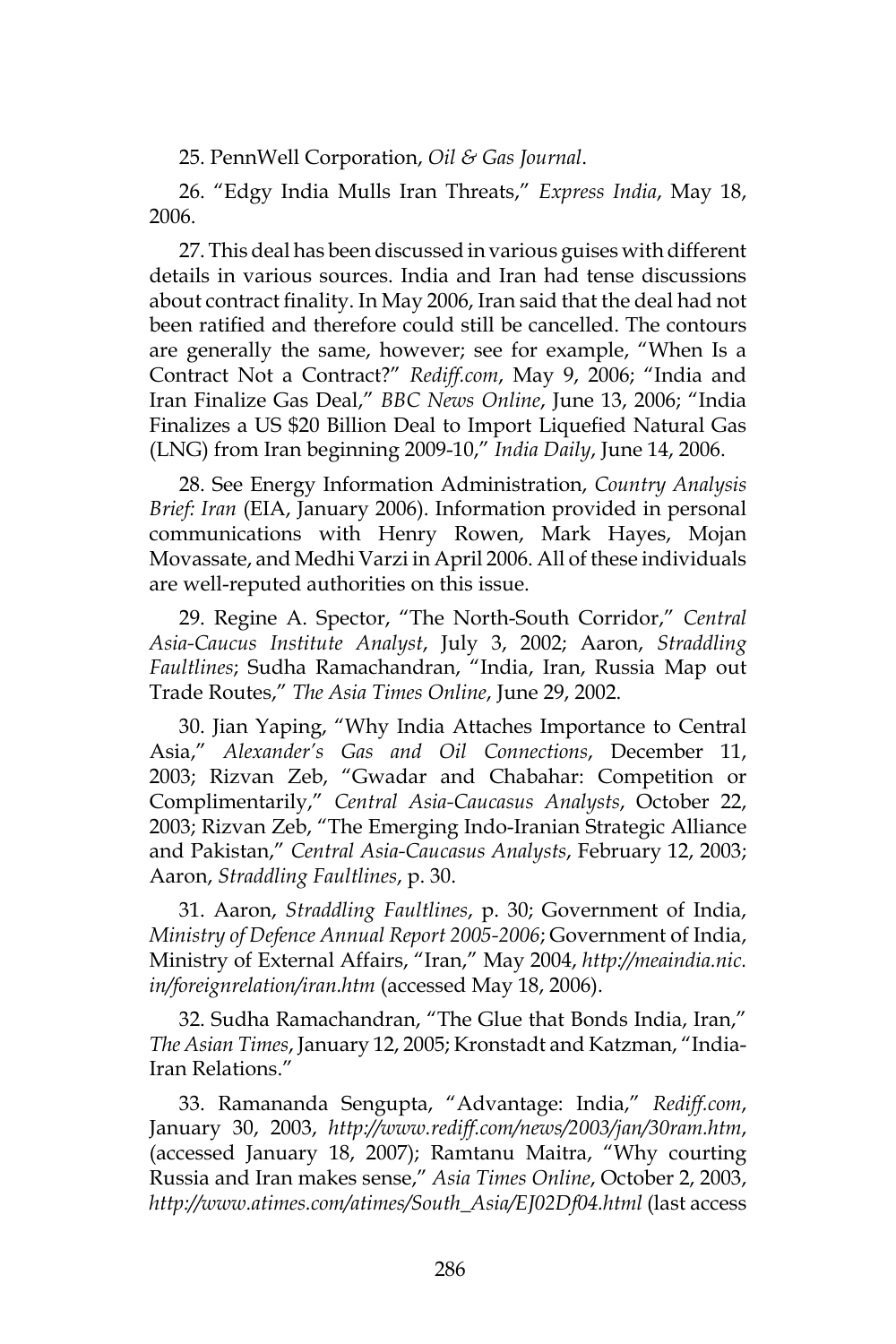25. PennWell Corporation, *Oil & Gas Journal*.

26. "Edgy India Mulls Iran Threats," *Express India*, May 18, 2006.

27. This deal has been discussed in various guises with different details in various sources. India and Iran had tense discussions about contract finality. In May 2006, Iran said that the deal had not been ratified and therefore could still be cancelled. The contours are generally the same, however; see for example, "When Is a Contract Not a Contract?" *Rediff.com*, May 9, 2006; "India and Iran Finalize Gas Deal," *BBC News Online*, June 13, 2006; "India Finalizes a US $20 Billion Deal to Import Liquefied Natural Gas (LNG) from Iran beginning 2009-10," *India Daily*, June 14, 2006.

28. See Energy Information Administration, *Country Analysis Brief: Iran* (EIA, January 2006). Information provided in personal communications with Henry Rowen, Mark Hayes, Mojan Movassate, and Medhi Varzi in April 2006. All of these individuals are well-reputed authorities on this issue.

29. Regine A. Spector, "The North-South Corridor," *Central Asia-Caucus Institute Analyst*, July 3, 2002; Aaron, *Straddling Faultlines*; Sudha Ramachandran, "India, Iran, Russia Map out Trade Routes," *The Asia Times Online*, June 29, 2002.

30. Jian Yaping, "Why India Attaches Importance to Central Asia," *Alexander's Gas and Oil Connections*, December 11, 2003; Rizvan Zeb, "Gwadar and Chabahar: Competition or Complimentarily," *Central Asia-Caucasus Analysts*, October 22, 2003; Rizvan Zeb, "The Emerging Indo-Iranian Strategic Alliance and Pakistan," *Central Asia-Caucasus Analysts*, February 12, 2003; Aaron, *Straddling Faultlines*, p. 30.

31. Aaron, *Straddling Faultlines*, p. 30; Government of India, *Ministry of Defence Annual Report 2005-2006*; Government of India, Ministry of External Affairs, "Iran," May 2004, *http://meaindia.nic.in/foreignrelation/iran.htm* (accessed May 18, 2006).

32. Sudha Ramachandran, "The Glue that Bonds India, Iran," *The Asian Times*, January 12, 2005; Kronstadt and Katzman, "India-Iran Relations."

33. Ramananda Sengupta, "Advantage: India," *Rediff.com*, January 30, 2003, *http://www.rediff.com/news/2003/jan/30ram.htm*, (accessed January 18, 2007); Ramtanu Maitra, "Why courting Russia and Iran makes sense," *Asia Times Online*, October 2, 2003, *http://www.atimes.com/atimes/South_Asia/EJ02Df04.html* (last access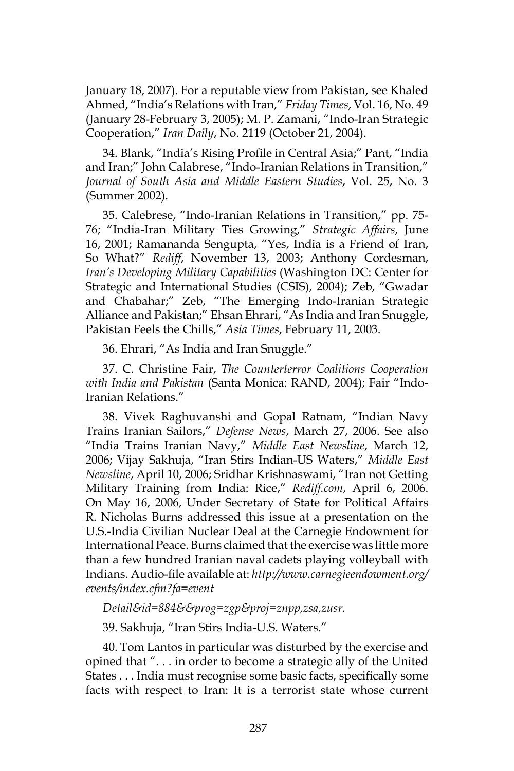January 18, 2007). For a reputable view from Pakistan, see Khaled Ahmed, "India's Relations with Iran," *Friday Times*, Vol. 16, No. 49 (January 28-February 3, 2005); M. P. Zamani, "Indo-Iran Strategic Cooperation," *Iran Daily*, No. 2119 (October 21, 2004).

34. Blank, "India's Rising Profile in Central Asia;" Pant, "India and Iran;" John Calabrese, "Indo-Iranian Relations in Transition," *Journal of South Asia and Middle Eastern Studies*, Vol. 25, No. 3 (Summer 2002).

35. Calebrese, "Indo-Iranian Relations in Transition," pp. 75-76; "India-Iran Military Ties Growing," *Strategic Affairs*, June 16, 2001; Ramananda Sengupta, "Yes, India is a Friend of Iran, So What?" *Rediff*, November 13, 2003; Anthony Cordesman, *Iran's Developing Military Capabilities* (Washington DC: Center for Strategic and International Studies (CSIS), 2004); Zeb, "Gwadar and Chabahar;" Zeb, "The Emerging Indo-Iranian Strategic Alliance and Pakistan;" Ehsan Ehrari, "As India and Iran Snuggle, Pakistan Feels the Chills," *Asia Times*, February 11, 2003.

36. Ehrari, "As India and Iran Snuggle."

37. C. Christine Fair, *The Counterterror Coalitions Cooperation with India and Pakistan* (Santa Monica: RAND, 2004); Fair "Indo-Iranian Relations."

38. Vivek Raghuvanshi and Gopal Ratnam, "Indian Navy Trains Iranian Sailors," *Defense News*, March 27, 2006. See also "India Trains Iranian Navy," *Middle East Newsline*, March 12, 2006; Vijay Sakhuja, "Iran Stirs Indian-US Waters," *Middle East Newsline*, April 10, 2006; Sridhar Krishnaswami, "Iran not Getting Military Training from India: Rice," *Rediff.com*, April 6, 2006. On May 16, 2006, Under Secretary of State for Political Affairs R. Nicholas Burns addressed this issue at a presentation on the U.S.-India Civilian Nuclear Deal at the Carnegie Endowment for International Peace. Burns claimed that the exercise was little more than a few hundred Iranian naval cadets playing volleyball with Indians. Audio-file available at: *http://www.carnegieendowment.org/events/index.cfm?fa=event*

*Detail&id=884&&prog=zgp&proj=znpp,zsa,zusr.*

39. Sakhuja, "Iran Stirs India-U.S. Waters."

40. Tom Lantos in particular was disturbed by the exercise and opined that ". . . in order to become a strategic ally of the United States . . . India must recognise some basic facts, specifically some facts with respect to Iran: It is a terrorist state whose current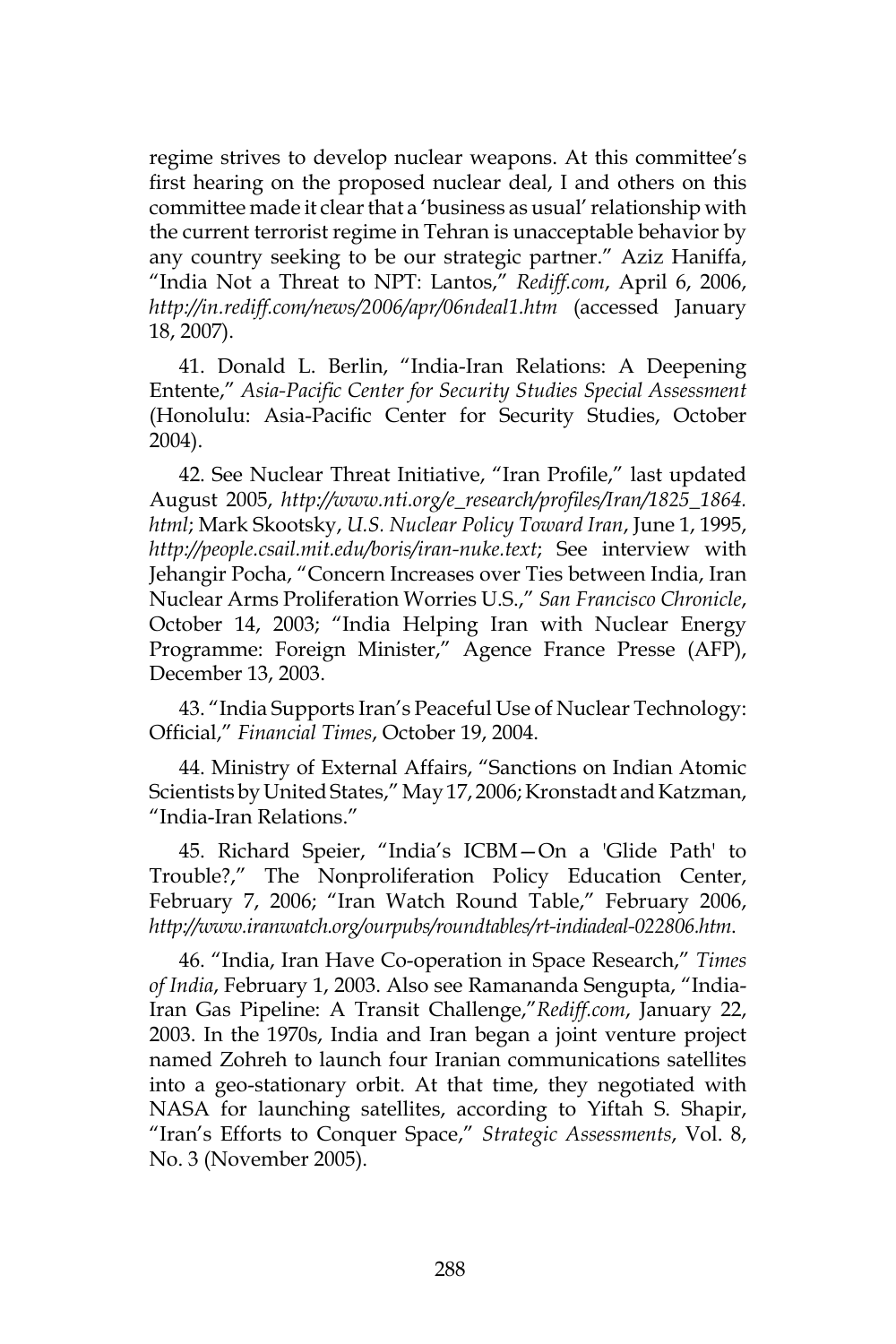regime strives to develop nuclear weapons. At this committee's first hearing on the proposed nuclear deal, I and others on this committee made it clear that a 'business as usual' relationship with the current terrorist regime in Tehran is unacceptable behavior by any country seeking to be our strategic partner." Aziz Haniffa, "India Not a Threat to NPT: Lantos," *Rediff.com*, April 6, 2006, *http://in.rediff.com/news/2006/apr/06ndeal1.htm* (accessed January 18, 2007).

41. Donald L. Berlin, "India-Iran Relations: A Deepening Entente," *Asia-Pacific Center for Security Studies Special Assessment* (Honolulu: Asia-Pacific Center for Security Studies, October 2004).

42. See Nuclear Threat Initiative, "Iran Profile," last updated August 2005, *http://www.nti.org/e_research/profiles/Iran/1825_1864.html*; Mark Skootsky, *U.S. Nuclear Policy Toward Iran*, June 1, 1995, *http://people.csail.mit.edu/boris/iran-nuke.text*; See interview with Jehangir Pocha, "Concern Increases over Ties between India, Iran Nuclear Arms Proliferation Worries U.S.," *San Francisco Chronicle*, October 14, 2003; "India Helping Iran with Nuclear Energy Programme: Foreign Minister," Agence France Presse (AFP), December 13, 2003.

43. "India Supports Iran's Peaceful Use of Nuclear Technology: Official," *Financial Times*, October 19, 2004.

44. Ministry of External Affairs, "Sanctions on Indian Atomic Scientists by United States," May 17, 2006; Kronstadt and Katzman, "India-Iran Relations."

45. Richard Speier, "India's ICBM—On a 'Glide Path' to Trouble?," The Nonproliferation Policy Education Center, February 7, 2006; "Iran Watch Round Table," February 2006, *http://www.iranwatch.org/ourpubs/roundtables/rt-indiadeal-022806.htm*.

46. "India, Iran Have Co-operation in Space Research," *Times of India*, February 1, 2003. Also see Ramananda Sengupta, "India-Iran Gas Pipeline: A Transit Challenge,"*Rediff.com*, January 22, 2003. In the 1970s, India and Iran began a joint venture project named Zohreh to launch four Iranian communications satellites into a geo-stationary orbit. At that time, they negotiated with NASA for launching satellites, according to Yiftah S. Shapir, "Iran's Efforts to Conquer Space," *Strategic Assessments*, Vol. 8, No. 3 (November 2005).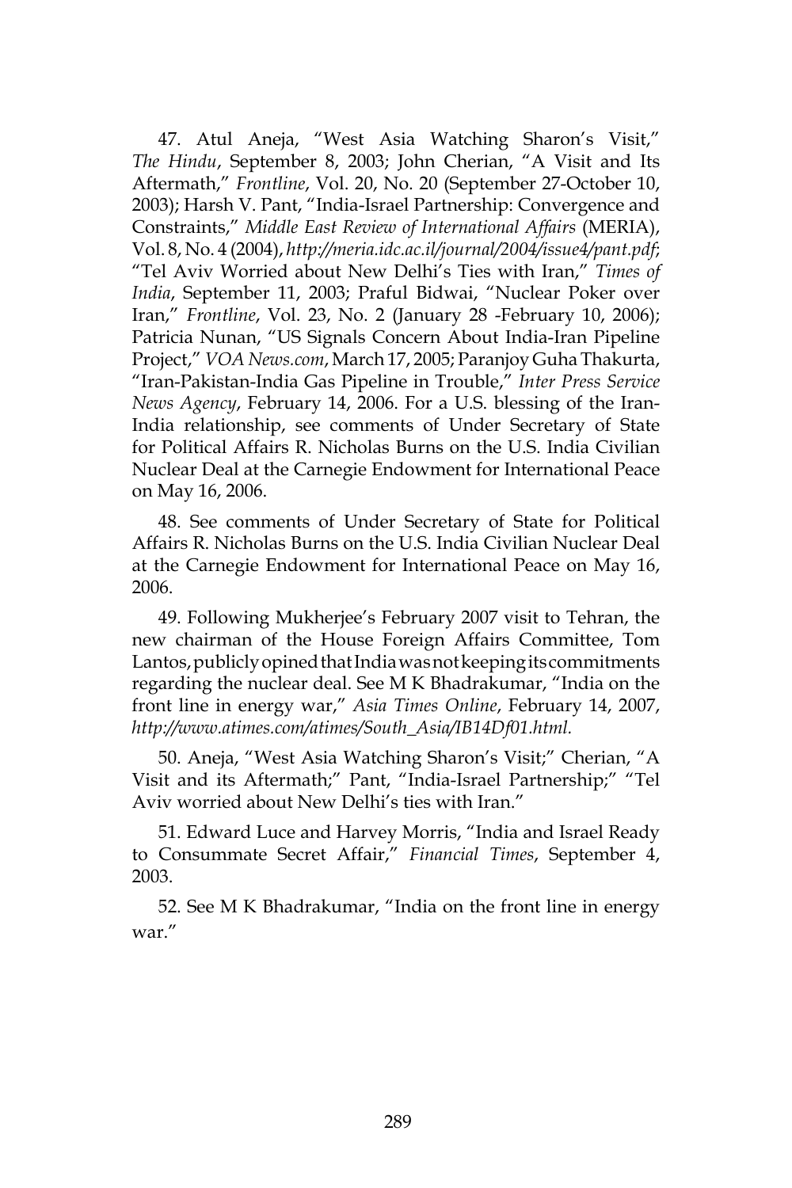47. Atul Aneja, "West Asia Watching Sharon's Visit," *The Hindu*, September 8, 2003; John Cherian, "A Visit and Its Aftermath," *Frontline*, Vol. 20, No. 20 (September 27-October 10, 2003); Harsh V. Pant, "India-Israel Partnership: Convergence and Constraints," *Middle East Review of International Affairs* (MERIA), Vol. 8, No. 4 (2004), *http://meria.idc.ac.il/journal/2004/issue4/pant.pdf*; "Tel Aviv Worried about New Delhi's Ties with Iran," *Times of India*, September 11, 2003; Praful Bidwai, "Nuclear Poker over Iran," *Frontline*, Vol. 23, No. 2 (January 28 -February 10, 2006); Patricia Nunan, "US Signals Concern About India-Iran Pipeline Project," *VOA News.com*, March 17, 2005; Paranjoy Guha Thakurta, "Iran-Pakistan-India Gas Pipeline in Trouble," *Inter Press Service News Agency*, February 14, 2006. For a U.S. blessing of the Iran-India relationship, see comments of Under Secretary of State for Political Affairs R. Nicholas Burns on the U.S. India Civilian Nuclear Deal at the Carnegie Endowment for International Peace on May 16, 2006.

48. See comments of Under Secretary of State for Political Affairs R. Nicholas Burns on the U.S. India Civilian Nuclear Deal at the Carnegie Endowment for International Peace on May 16, 2006.

49. Following Mukherjee's February 2007 visit to Tehran, the new chairman of the House Foreign Affairs Committee, Tom Lantos, publicly opined that India was not keeping its commitments regarding the nuclear deal. See M K Bhadrakumar, "India on the front line in energy war," *Asia Times Online*, February 14, 2007, *http://www.atimes.com/atimes/South_Asia/IB14Df01.html.*

50. Aneja, "West Asia Watching Sharon's Visit;" Cherian, "A Visit and its Aftermath;" Pant, "India-Israel Partnership;" "Tel Aviv worried about New Delhi's ties with Iran."

51. Edward Luce and Harvey Morris, "India and Israel Ready to Consummate Secret Affair," *Financial Times*, September 4, 2003.

52. See M K Bhadrakumar, "India on the front line in energy war."